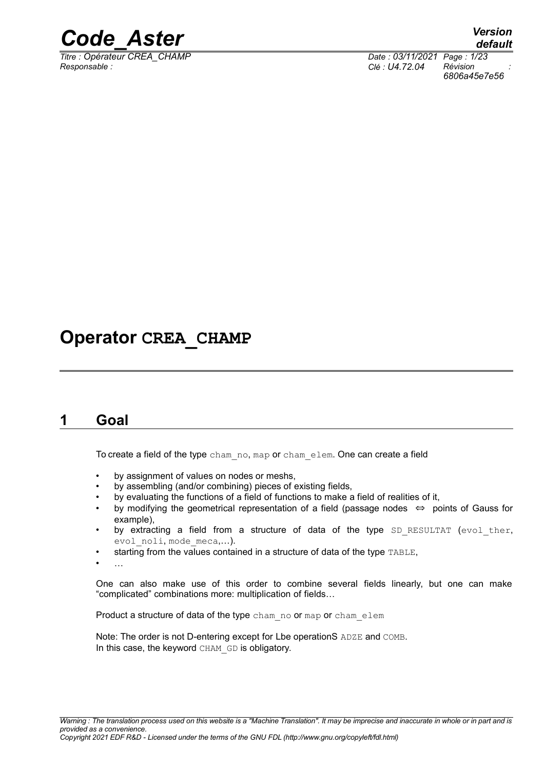# Operator CREA_CHAMP

## 1 Goal

To create a field of the type cham_no, map or cham_elem. One can create a field

- by assignment of values on nodes or meshs,
- by assembling (and/or combining) pieces of existing fields,
- by evaluating the functions of a field of functions to make a field of realities of it,
- by modifying the geometrical representation of a field (passage nodes ⇔ points of Gauss for example),
- by extracting a field from a structure of data of the type SD_RESULTAT (evol_ther, evol_noli, mode_meca,…).
- starting from the values contained in a structure of data of the type TABLE,
- …

One can also make use of this order to combine several fields linearly, but one can make "complicated" combinations more: multiplication of fields…

Product a structure of data of the type cham_no or map or cham_elem

Note: The order is not D-entering except for Lbe operationS ADZE and COMB.
In this case, the keyword CHAM_GD is obligatory.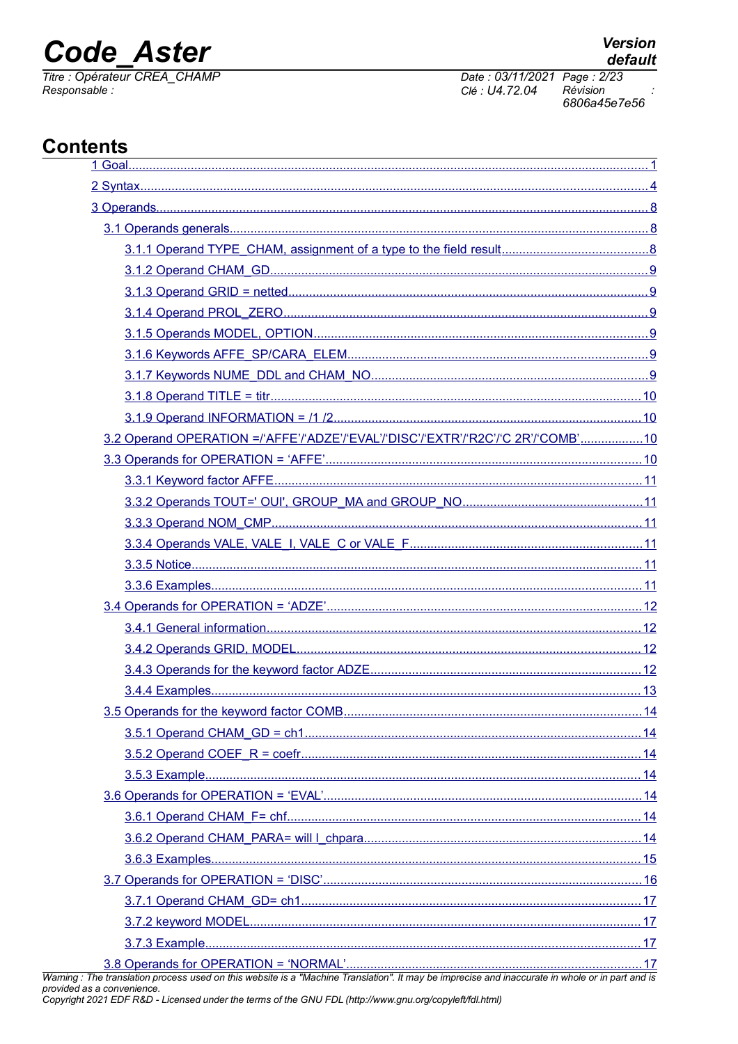# Contents

- 1 Goal........1
- 2 Syntax........4
- 3 Operands........8
  - 3.1 Operands generals........8
    - 3.1.1 Operand TYPE_CHAM, assignment of a type to the field result........8
    - 3.1.2 Operand CHAM_GD........9
    - 3.1.3 Operand GRID = netted........9
    - 3.1.4 Operand PROL_ZERO........9
    - 3.1.5 Operands MODEL, OPTION........9
    - 3.1.6 Keywords AFFE_SP/CARA_ELEM........9
    - 3.1.7 Keywords NUME_DDL and CHAM_NO........9
    - 3.1.8 Operand TITLE = titr........10
    - 3.1.9 Operand INFORMATION = /1 /2........10
  - 3.2 Operand OPERATION =/'AFFE'/'ADZE'/'EVAL'/'DISC'/'EXTR'/'R2C'/'C 2R'/'COMB'........10
  - 3.3 Operands for OPERATION = 'AFFE'........10
    - 3.3.1 Keyword factor AFFE........11
    - 3.3.2 Operands TOUT=' OUI', GROUP_MA and GROUP_NO........11
    - 3.3.3 Operand NOM_CMP........11
    - 3.3.4 Operands VALE, VALE_I, VALE_C or VALE_F........11
    - 3.3.5 Notice........11
    - 3.3.6 Examples........11
  - 3.4 Operands for OPERATION = 'ADZE'........12
    - 3.4.1 General information........12
    - 3.4.2 Operands GRID, MODEL........12
    - 3.4.3 Operands for the keyword factor ADZE........12
    - 3.4.4 Examples........13
  - 3.5 Operands for the keyword factor COMB........14
    - 3.5.1 Operand CHAM_GD = ch1........14
    - 3.5.2 Operand COEF_R = coefr........14
    - 3.5.3 Example........14
  - 3.6 Operands for OPERATION = 'EVAL'........14
    - 3.6.1 Operand CHAM_F= chf........14
    - 3.6.2 Operand CHAM_PARA= will l_chpara........14
    - 3.6.3 Examples........15
  - 3.7 Operands for OPERATION = 'DISC'........16
    - 3.7.1 Operand CHAM_GD= ch1........17
    - 3.7.2 keyword MODEL........17
    - 3.7.3 Example........17
  - 3.8 Operands for OPERATION = 'NORMAL'........17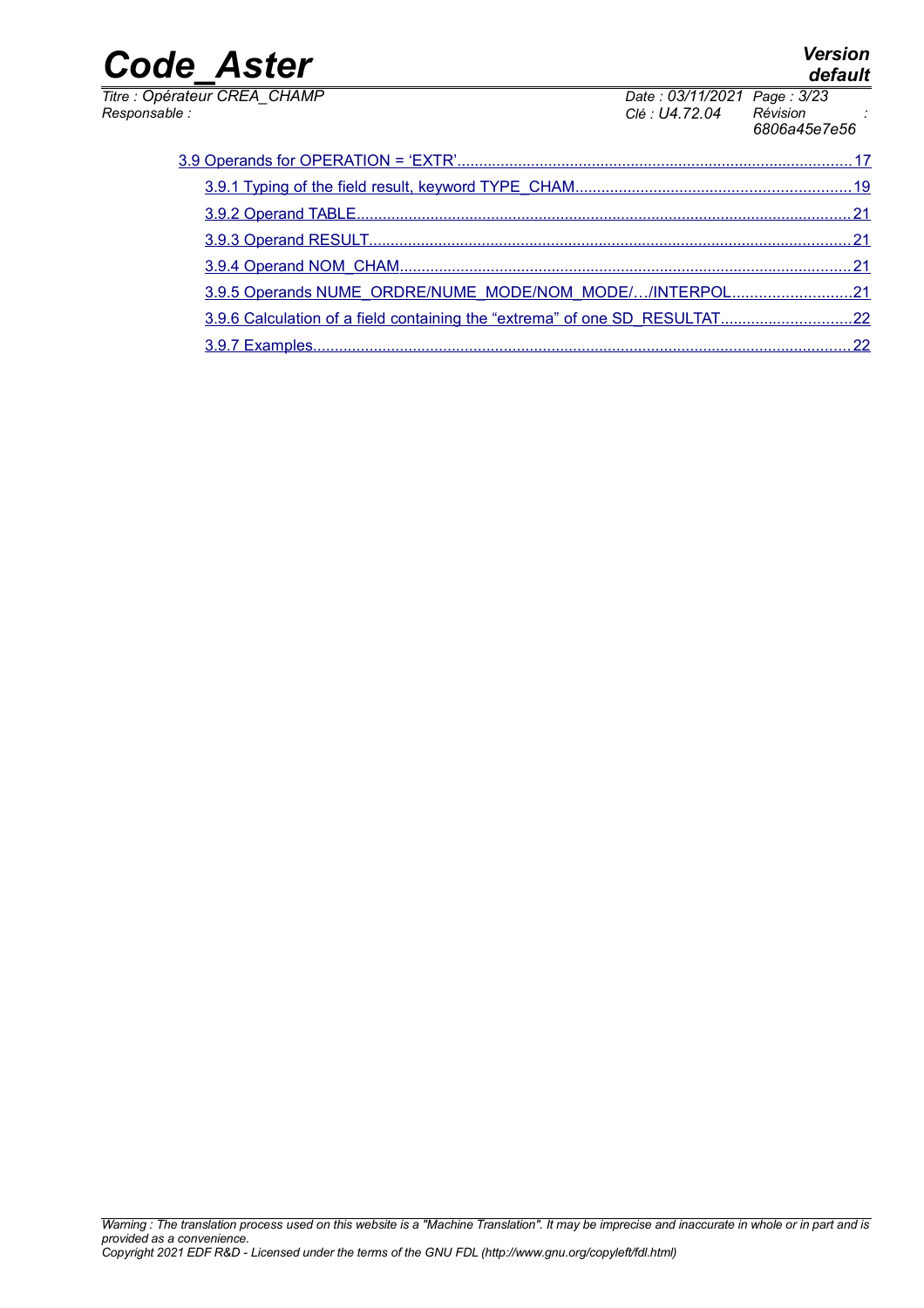3.9 Operands for OPERATION = 'EXTR' ........................................................................................ 17

- 3.9.1 Typing of the field result, keyword TYPE_CHAM ........................................................ 19
- 3.9.2 Operand TABLE ........................................................................................................ 21
- 3.9.3 Operand RESULT ...................................................................................................... 21
- 3.9.4 Operand NOM_CHAM ............................................................................................... 21
- 3.9.5 Operands NUME_ORDRE/NUME_MODE/NOM_MODE/…/INTERPOL ........................ 21
- 3.9.6 Calculation of a field containing the "extrema" of one SD_RESULTAT .......................... 22
- 3.9.7 Examples .................................................................................................................. 22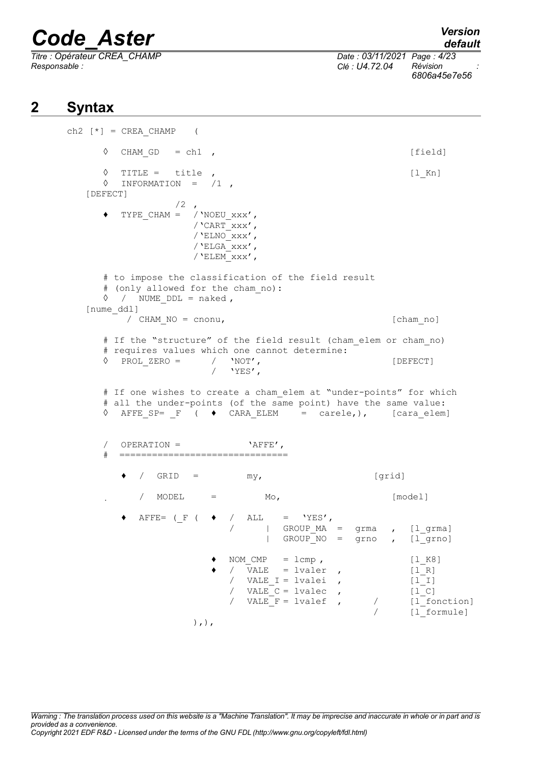## 2 Syntax

```
ch2 [*] = CREA_CHAMP   (

    ◊  CHAM_GD   = ch1  ,                                        [field]

    ◊  TITLE =   title  ,                                        [l_Kn]
    ◊  INFORMATION  =  /1  ,
[DEFECT]
                  /2  ,
    ♦  TYPE_CHAM =  /'NOEU_xxx',
                    /'CART_xxx',
                    /'ELNO_xxx',
                    /'ELGA_xxx',
                    /'ELEM_xxx',

    # to impose the classification of the field result
    # (only allowed for the cham_no):
    ◊  /  NUME_DDL = naked ,
[nume_ddl]
       / CHAM_NO = cnonu,                                        [cham_no]

    # If the "structure" of the field result (cham_elem or cham_no)
    # requires values which one cannot determine:
    ◊  PROL_ZERO =      /  'NOT',                                [DEFECT]
                        /  'YES',

    # If one wishes to create a cham_elem at "under-points" for which
    # all the under-points (of the same point) have the same value:
    ◊  AFFE_SP= _F  (  ♦  CARA_ELEM    =  carele,),      [cara_elem]


    /  OPERATION =            'AFFE',
    #  ==============================

       ♦  /  GRID   =         my,                       [grid]

       .  /  MODEL     =         Mo,                      [model]

       ♦  AFFE= (_F (  ♦  /  ALL    =  'YES',
                          /     |  GROUP_MA  =  grma   ,  [l_grma]
                                |  GROUP_NO  =  grno   ,  [l_grno]

                       ♦  NOM_CMP   = lcmp ,                [l_K8]
                       ♦  /  VALE   = lvaler  ,             [l_R]
                          /  VALE_I = lvalei  ,             [l_I]
                          /  VALE_C = lvalec  ,             [l_C]
                          /  VALE_F = lvalef  ,     /       [l_fonction]
                                                    /       [l_formule]
                   ),),
```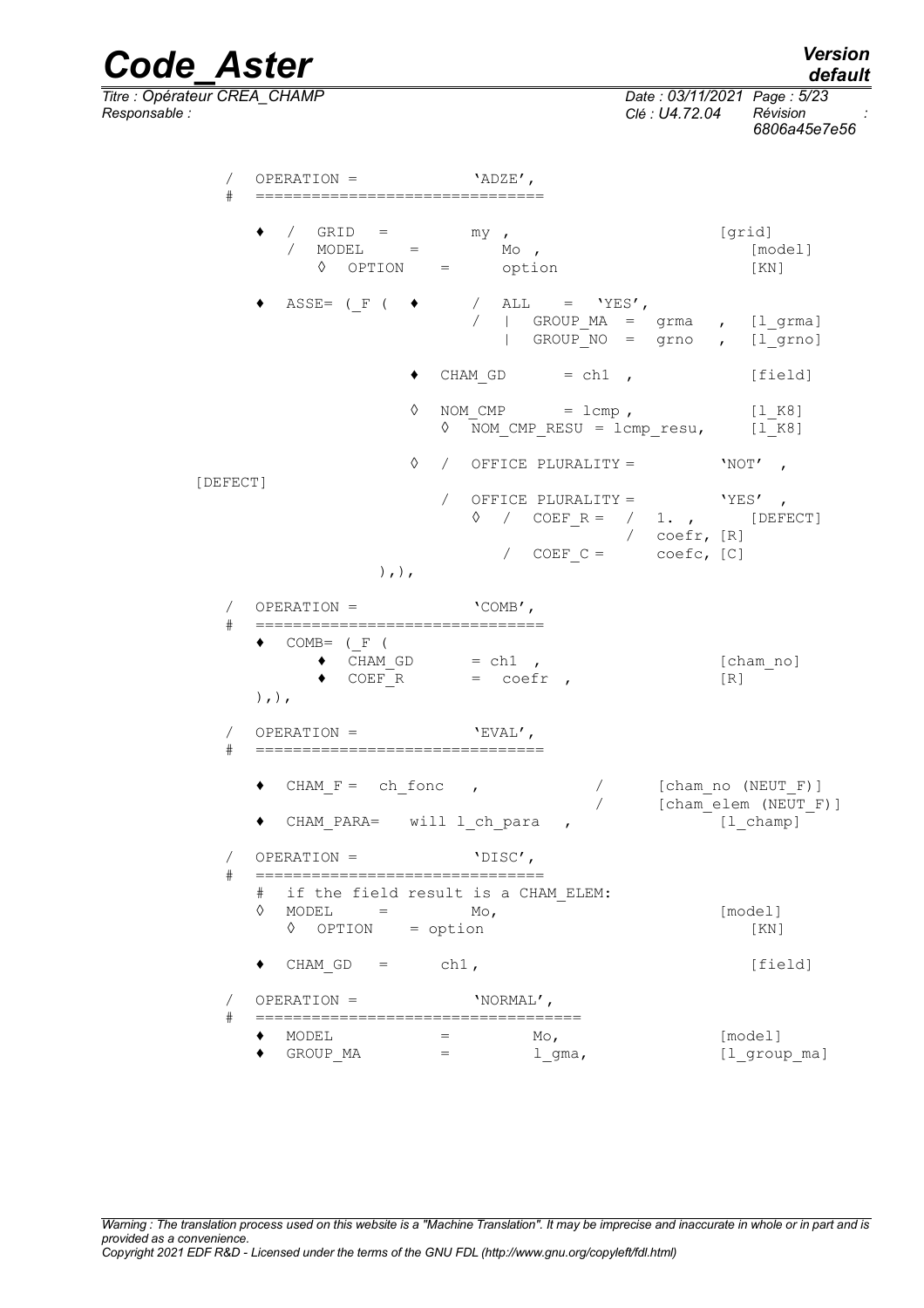```
/   OPERATION =            'ADZE',
#   ==============================

    ♦  /  GRID   =         my ,                          [grid]
       /  MODEL     =         Mo ,                          [model]
          ◊  OPTION    =      option                        [KN]

    ♦  ASSE= (_F (  ♦      /  ALL    =  'YES',
                           /  |  GROUP_MA  =  grma   ,  [l_grma]
                              |  GROUP_NO  =  grno   ,  [l_grno]

                    ♦  CHAM_GD       = ch1  ,              [field]

                    ◊  NOM_CMP       = lcmp ,              [l_K8]
                       ◊  NOM_CMP_RESU = lcmp_resu,     [l_K8]

                    ◊  /  OFFICE PLURALITY =          'NOT'  ,
[DEFECT]
                       /  OFFICE PLURALITY =          'YES'  ,
                          ◊  /  COEF_R =  /  1. ,      [DEFECT]
                                          /  coefr, [R]
                             /  COEF_C =     coefc, [C]
              ),),

/   OPERATION =            'COMB',
#   ==============================
    ♦  COMB= (_F (
         ♦  CHAM_GD      = ch1  ,                       [cham_no]
         ♦  COEF_R       =  coefr  ,                    [R]
    ),),

/   OPERATION =            'EVAL',
#   ==============================

    ♦  CHAM_F =  ch_fonc   ,            /      [cham_no (NEUT_F)]
                                        /      [cham_elem (NEUT_F)]
    ♦  CHAM_PARA=   will l_ch_para   ,              [l_champ]

/   OPERATION =            'DISC',
#   ==============================
    #  if the field result is a CHAM_ELEM:
    ◊  MODEL     =         Mo,                          [model]
       ◊  OPTION    = option                            [KN]

    ♦  CHAM_GD   =      ch1,                            [field]

/   OPERATION =            'NORMAL',
#   ==================================
    ♦  MODEL           =         Mo,                    [model]
    ♦  GROUP_MA        =         l_gma,                 [l_group_ma]
```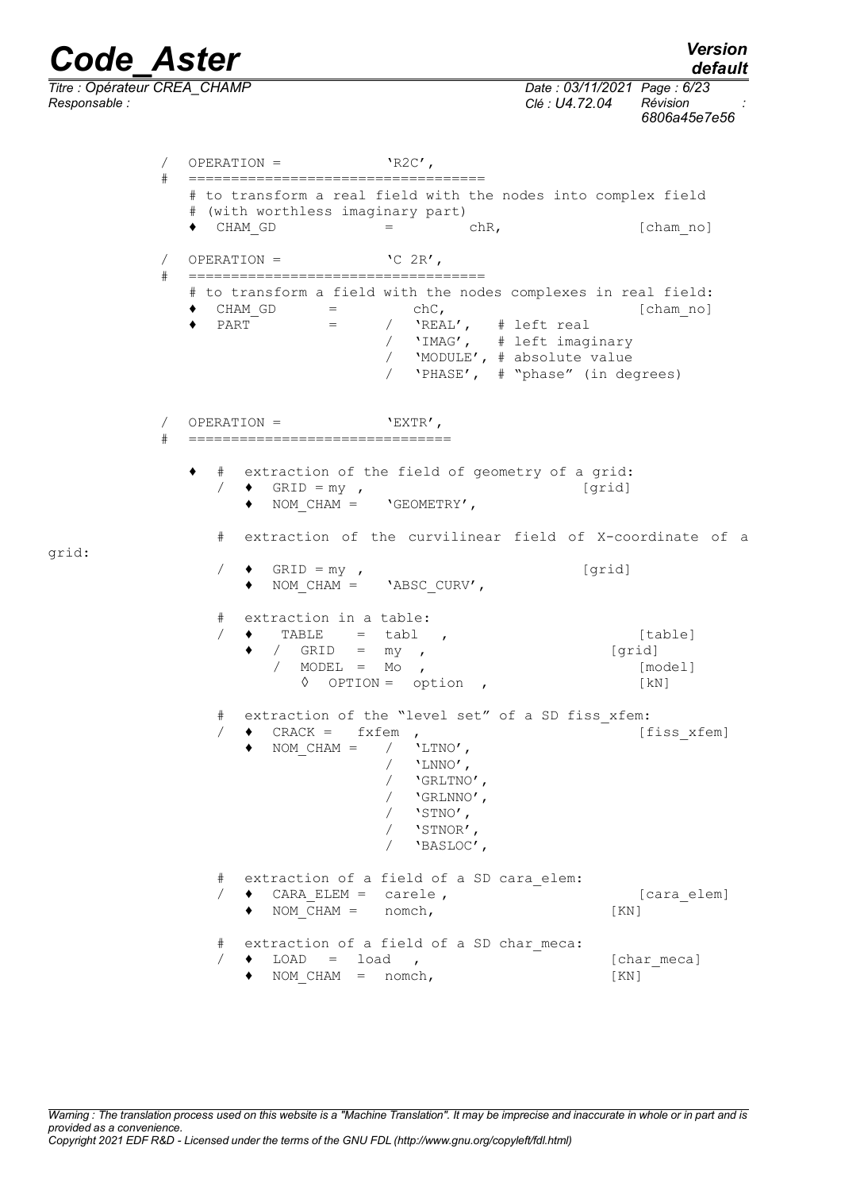```
/   OPERATION =            'R2C',
#   ==================================
    # to transform a real field with the nodes into complex field
    # (with worthless imaginary part)
    ♦  CHAM_GD           =        chR,                 [cham_no]

/   OPERATION =            'C 2R',
#   ==================================
    # to transform a field with the nodes complexes in real field:
    ♦  CHAM_GD      =        chC,                      [cham_no]
    ♦  PART         =      /  'REAL',   # left real
                           /  'IMAG',   # left imaginary
                           /  'MODULE', # absolute value
                           /  'PHASE',  # "phase" (in degrees)


/   OPERATION =            'EXTR',
#   ==============================

    ♦  #  extraction of the field of geometry of a grid:
       /  ♦  GRID = my ,                          [grid]
          ♦  NOM_CHAM =    'GEOMETRY',

       #  extraction of the curvilinear field of X-coordinate of a
grid:
       /  ♦  GRID = my ,                          [grid]
          ♦  NOM_CHAM =    'ABSC_CURV',

       #  extraction in a table:
       /  ♦   TABLE    =  tabl  ,                      [table]
          ♦  /  GRID   =  my  ,                    [grid]
             /  MODEL  =  Mo  ,                        [model]
                ◊  OPTION =  option  ,                 [kN]

       #  extraction of the "level set" of a SD fiss_xfem:
       /  ♦  CRACK =   fxfem  ,                        [fiss_xfem]
          ♦  NOM_CHAM =    /  'LTNO',
                           /  'LNNO',
                           /  'GRLTNO',
                           /  'GRLNNO',
                           /  'STNO',
                           /  'STNOR',
                           /  'BASLOC',

       #  extraction of a field of a SD cara_elem:
       /  ♦  CARA_ELEM =  carele ,                     [cara_elem]
          ♦  NOM_CHAM =    nomch,                  [KN]

       #  extraction of a field of a SD char_meca:
       /  ♦  LOAD   =  load   ,                        [char_meca]
          ♦  NOM_CHAM  =  nomch,                   [KN]
```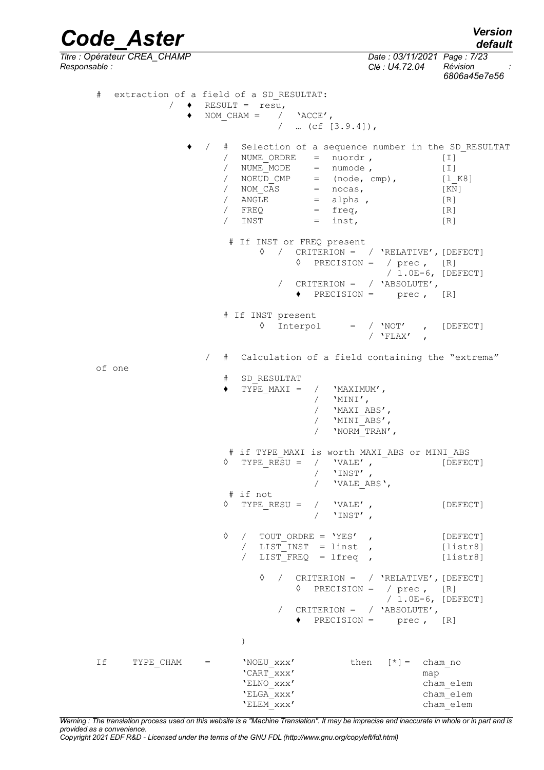```
#   extraction of a field of a SD_RESULTAT:
            /  ♦  RESULT =  resu,
               ♦  NOM_CHAM =   /  'ACCE',
                               /  … (cf [3.9.4]),

               ♦  /  #  Selection of a sequence number in the SD_RESULTAT
                     /  NUME_ORDRE    =  nuordr ,              [I]
                     /  NUME_MODE     =  numode ,              [I]
                     /  NOEUD_CMP     =  (node, cmp),          [l_K8]
                     /  NOM_CAS       =  nocas,                [KN]
                     /  ANGLE         =  alpha ,               [R]
                     /  FREQ          =  freq,                 [R]
                     /  INST          =  inst,                 [R]

                      # If INST or FREQ present
                           ◊  /  CRITERION =  / 'RELATIVE', [DEFECT]
                                 ◊  PRECISION =  / prec ,   [R]
                                                 / 1.0E-6, [DEFECT]
                              /  CRITERION =  / 'ABSOLUTE',
                                 ♦  PRECISION =    prec ,   [R]

                     # If INST present
                           ◊  Interpol      =  / 'NOT'   ,  [DEFECT]
                                               / 'FLAX'  ,

                  /  #  Calculation of a field containing the "extrema"
of one
                     #  SD_RESULTAT
                     ♦  TYPE_MAXI =  /  'MAXIMUM',
                                     /  'MINI',
                                     /  'MAXI_ABS',
                                     /  'MINI_ABS',
                                     /  'NORM_TRAN',

                      # if TYPE_MAXI is worth MAXI_ABS or MINI_ABS
                     ◊  TYPE_RESU =  /  'VALE' ,               [DEFECT]
                                     /  'INST' ,
                                     /  'VALE_ABS',
                      # if not
                     ◊  TYPE_RESU =  /  'VALE' ,               [DEFECT]
                                     /  'INST' ,

                     ◊  /  TOUT_ORDRE = 'YES'  ,               [DEFECT]
                        /  LIST_INST  = linst  ,               [listr8]
                        /  LIST_FREQ  = lfreq  ,               [listr8]

                           ◊  /  CRITERION =  / 'RELATIVE', [DEFECT]
                                 ◊  PRECISION =  / prec ,   [R]
                                                 / 1.0E-6, [DEFECT]
                              /  CRITERION =  / 'ABSOLUTE',
                                 ♦  PRECISION =    prec ,   [R]

                        )

If     TYPE_CHAM    =      'NOEU_xxx'          then   [*] =  cham_no
                           'CART_xxx'                         map
                           'ELNO_xxx'                         cham_elem
                           'ELGA_xxx'                         cham_elem
                           'ELEM_xxx'                         cham_elem
```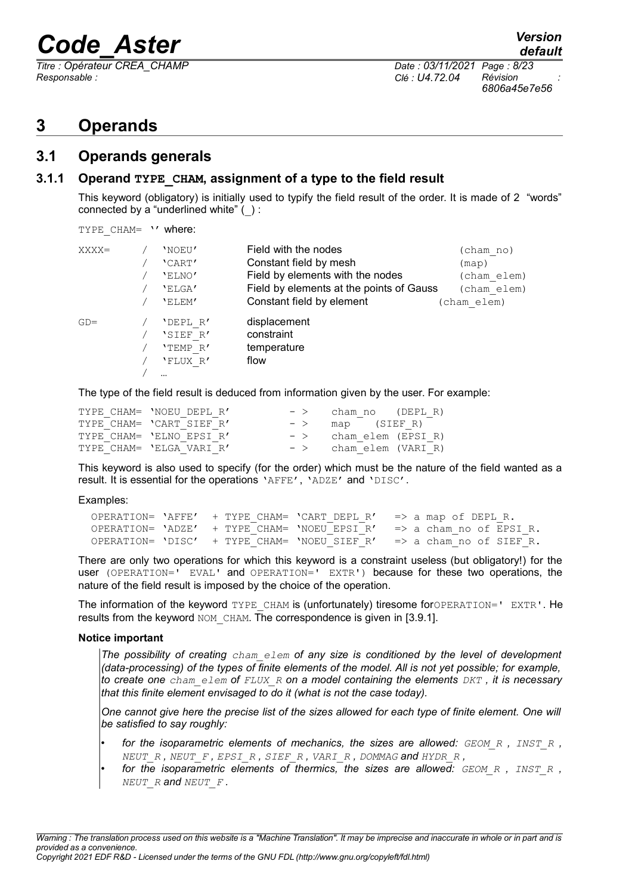# 3 Operands

## 3.1 Operands generals

### 3.1.1 Operand TYPE_CHAM, assignment of a type to the field result

This keyword (obligatory) is initially used to typify the field result of the order. It is made of 2 "words" connected by a "underlined white" (_) :

TYPE_CHAM= '' where:

| | | | |
|---|---|---|---|
| XXXX= | / 'NOEU' | Field with the nodes | (cham_no) |
| | / 'CART' | Constant field by mesh | (map) |
| | / 'ELNO' | Field by elements with the nodes | (cham_elem) |
| | / 'ELGA' | Field by elements at the points of Gauss | (cham_elem) |
| | / 'ELEM' | Constant field by element | (cham_elem) |
| GD= | / 'DEPL_R' | displacement | |
| | / 'SIEF_R' | constraint | |
| | / 'TEMP_R' | temperature | |
| | / 'FLUX_R' | flow | |
| | / … | | |

The type of the field result is deduced from information given by the user. For example:

```
TYPE_CHAM= 'NOEU_DEPL_R'      - >   cham_no   (DEPL_R)
TYPE_CHAM= 'CART_SIEF_R'      - >   map   (SIEF_R)
TYPE_CHAM= 'ELNO_EPSI_R'      - >   cham_elem (EPSI_R)
TYPE_CHAM= 'ELGA_VARI_R'      - >   cham_elem (VARI_R)
```

This keyword is also used to specify (for the order) which must be the nature of the field wanted as a result. It is essential for the operations 'AFFE', 'ADZE' and 'DISC'.

Examples:

```
OPERATION= 'AFFE'  + TYPE_CHAM= 'CART_DEPL_R'   => a map of DEPL_R.
OPERATION= 'ADZE'  + TYPE_CHAM= 'NOEU_EPSI_R'   => a cham_no of EPSI_R.
OPERATION= 'DISC'  + TYPE_CHAM= 'NOEU_SIEF_R'   => a cham_no of SIEF_R.
```

There are only two operations for which this keyword is a constraint useless (but obligatory!) for the user (OPERATION=' EVAL' and OPERATION=' EXTR') because for these two operations, the nature of the field result is imposed by the choice of the operation.

The information of the keyword TYPE_CHAM is (unfortunately) tiresome forOPERATION=' EXTR'. He results from the keyword NOM_CHAM. The correspondence is given in [3.9.1].

**Notice important**

> *The possibility of creating cham_elem of any size is conditioned by the level of development (data-processing) of the types of finite elements of the model. All is not yet possible; for example, to create one cham_elem of FLUX_R on a model containing the elements DKT , it is necessary that this finite element envisaged to do it (what is not the case today).*
>
> *One cannot give here the precise list of the sizes allowed for each type of finite element. One will be satisfied to say roughly:*
>
> - *for the isoparametric elements of mechanics, the sizes are allowed: GEOM_R , INST_R , NEUT_R , NEUT_F , EPSI_R , SIEF_R , VARI_R , DOMMAG and HYDR_R ,*
> - *for the isoparametric elements of thermics, the sizes are allowed: GEOM_R , INST_R , NEUT_R and NEUT_F .*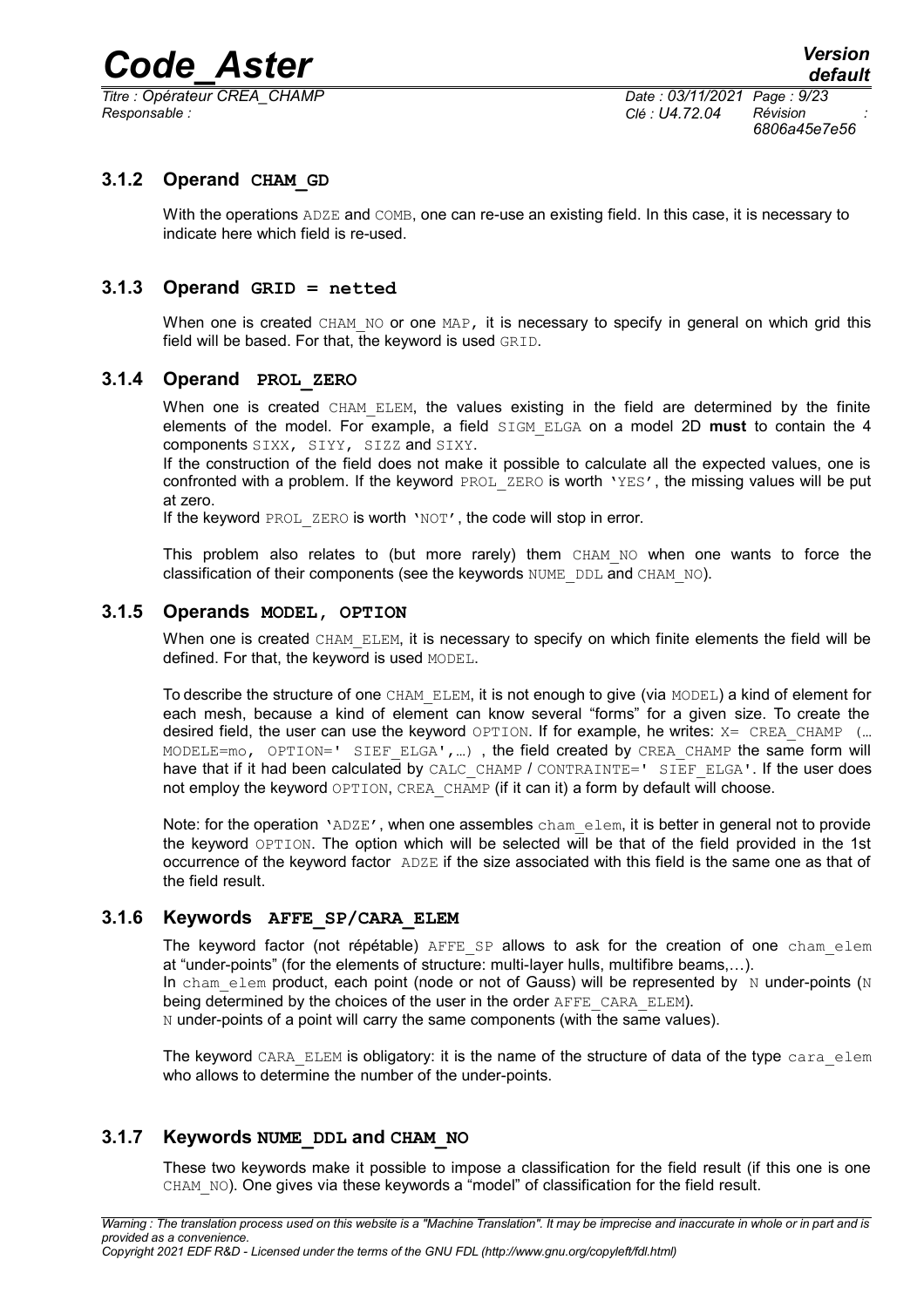### 3.1.2 Operand **CHAM_GD**

With the operations ADZE and COMB, one can re-use an existing field. In this case, it is necessary to indicate here which field is re-used.

### 3.1.3 Operand **GRID = netted**

When one is created CHAM_NO or one MAP, it is necessary to specify in general on which grid this field will be based. For that, the keyword is used GRID.

### 3.1.4 Operand **PROL_ZERO**

When one is created CHAM_ELEM, the values existing in the field are determined by the finite elements of the model. For example, a field SIGM_ELGA on a model 2D **must** to contain the 4 components SIXX, SIYY, SIZZ and SIXY.

If the construction of the field does not make it possible to calculate all the expected values, one is confronted with a problem. If the keyword PROL_ZERO is worth 'YES', the missing values will be put at zero.

If the keyword PROL_ZERO is worth 'NOT', the code will stop in error.

This problem also relates to (but more rarely) them CHAM_NO when one wants to force the classification of their components (see the keywords NUME_DDL and CHAM_NO).

### 3.1.5 Operands **MODEL, OPTION**

When one is created CHAM_ELEM, it is necessary to specify on which finite elements the field will be defined. For that, the keyword is used MODEL.

To describe the structure of one CHAM_ELEM, it is not enough to give (via MODEL) a kind of element for each mesh, because a kind of element can know several "forms" for a given size. To create the desired field, the user can use the keyword OPTION. If for example, he writes: X= CREA_CHAMP (… MODELE=mo, OPTION=' SIEF_ELGA',…) , the field created by CREA_CHAMP the same form will have that if it had been calculated by CALC_CHAMP / CONTRAINTE=' SIEF_ELGA'. If the user does not employ the keyword OPTION, CREA_CHAMP (if it can it) a form by default will choose.

Note: for the operation 'ADZE', when one assembles cham_elem, it is better in general not to provide the keyword OPTION. The option which will be selected will be that of the field provided in the 1st occurrence of the keyword factor ADZE if the size associated with this field is the same one as that of the field result.

### 3.1.6 Keywords **AFFE_SP/CARA_ELEM**

The keyword factor (not répétable) AFFE_SP allows to ask for the creation of one cham_elem at "under-points" (for the elements of structure: multi-layer hulls, multifibre beams,…).

In cham_elem product, each point (node or not of Gauss) will be represented by N under-points (N being determined by the choices of the user in the order AFFE_CARA_ELEM).

N under-points of a point will carry the same components (with the same values).

The keyword CARA_ELEM is obligatory: it is the name of the structure of data of the type cara_elem who allows to determine the number of the under-points.

### 3.1.7 Keywords **NUME_DDL and CHAM_NO**

These two keywords make it possible to impose a classification for the field result (if this one is one CHAM_NO). One gives via these keywords a "model" of classification for the field result.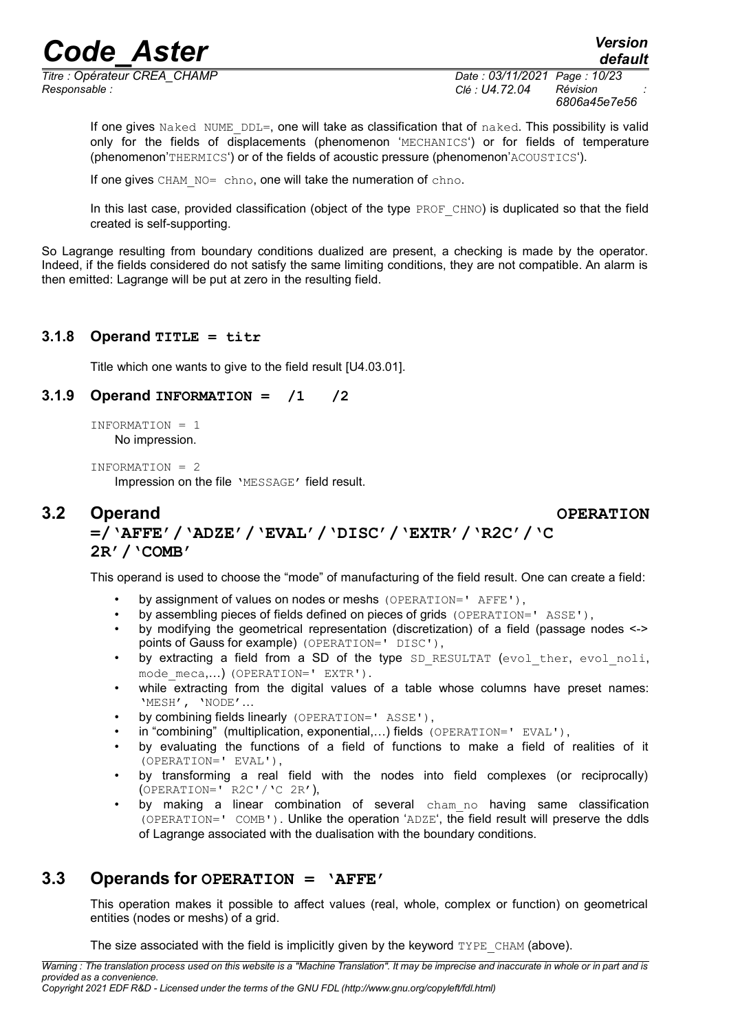If one gives Naked NUME_DDL=, one will take as classification that of naked. This possibility is valid only for the fields of displacements (phenomenon 'MECHANICS') or for fields of temperature (phenomenon'THERMICS') or of the fields of acoustic pressure (phenomenon'ACOUSTICS').

If one gives CHAM_NO= chno, one will take the numeration of chno.

In this last case, provided classification (object of the type PROF_CHNO) is duplicated so that the field created is self-supporting.

So Lagrange resulting from boundary conditions dualized are present, a checking is made by the operator. Indeed, if the fields considered do not satisfy the same limiting conditions, they are not compatible. An alarm is then emitted: Lagrange will be put at zero in the resulting field.

### 3.1.8 Operand **TITLE = titr**

Title which one wants to give to the field result [U4.03.01].

### 3.1.9 Operand **INFORMATION = /1 /2**

INFORMATION = 1
No impression.

INFORMATION = 2
Impression on the file 'MESSAGE' field result.

## 3.2 Operand OPERATION =/'AFFE'/'ADZE'/'EVAL'/'DISC'/'EXTR'/'R2C'/'C 2R'/'COMB'

This operand is used to choose the "mode" of manufacturing of the field result. One can create a field:

- by assignment of values on nodes or meshs (OPERATION=' AFFE'),
- by assembling pieces of fields defined on pieces of grids (OPERATION=' ASSE'),
- by modifying the geometrical representation (discretization) of a field (passage nodes <-> points of Gauss for example) (OPERATION=' DISC'),
- by extracting a field from a SD of the type SD_RESULTAT (evol_ther, evol_noli, mode_meca,…) (OPERATION=' EXTR').
- while extracting from the digital values of a table whose columns have preset names: 'MESH', 'NODE'…
- by combining fields linearly (OPERATION=' ASSE'),
- in "combining" (multiplication, exponential,…) fields (OPERATION=' EVAL'),
- by evaluating the functions of a field of functions to make a field of realities of it (OPERATION=' EVAL'),
- by transforming a real field with the nodes into field complexes (or reciprocally) (OPERATION=' R2C'/'C 2R'),
- by making a linear combination of several cham_no having same classification (OPERATION=' COMB'). Unlike the operation 'ADZE', the field result will preserve the ddls of Lagrange associated with the dualisation with the boundary conditions.

## 3.3 Operands for OPERATION = 'AFFE'

This operation makes it possible to affect values (real, whole, complex or function) on geometrical entities (nodes or meshs) of a grid.

The size associated with the field is implicitly given by the keyword TYPE_CHAM (above).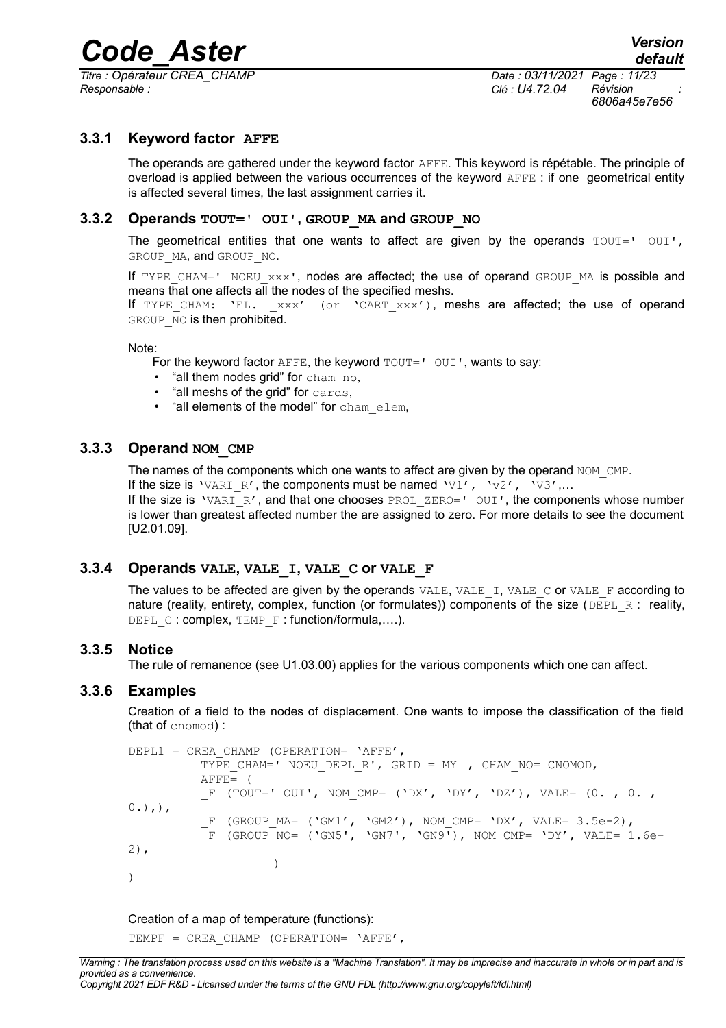### 3.3.1 Keyword factor AFFE

The operands are gathered under the keyword factor AFFE. This keyword is répétable. The principle of overload is applied between the various occurrences of the keyword AFFE : if one geometrical entity is affected several times, the last assignment carries it.

### 3.3.2 Operands TOUT=' OUI', GROUP_MA and GROUP_NO

The geometrical entities that one wants to affect are given by the operands TOUT=' OUI', GROUP_MA, and GROUP_NO.

If TYPE_CHAM=' NOEU_xxx', nodes are affected; the use of operand GROUP_MA is possible and means that one affects all the nodes of the specified meshs.
If TYPE_CHAM: 'EL. _xxx' (or 'CART_xxx'), meshs are affected; the use of operand GROUP_NO is then prohibited.

Note:

For the keyword factor AFFE, the keyword TOUT=' OUI', wants to say:

- "all them nodes grid" for cham_no,
- "all meshs of the grid" for cards,
- "all elements of the model" for cham_elem,

### 3.3.3 Operand NOM_CMP

The names of the components which one wants to affect are given by the operand NOM_CMP.
If the size is 'VARI_R', the components must be named 'V1', 'v2', 'V3',…
If the size is 'VARI_R', and that one chooses PROL_ZERO=' OUI', the components whose number is lower than greatest affected number the are assigned to zero. For more details to see the document [U2.01.09].

### 3.3.4 Operands VALE, VALE_I, VALE_C or VALE_F

The values to be affected are given by the operands VALE, VALE_I, VALE_C or VALE_F according to nature (reality, entirety, complex, function (or formulates)) components of the size (DEPL_R : reality, DEPL_C : complex, TEMP_F : function/formula,….).

### 3.3.5 Notice

The rule of remanence (see U1.03.00) applies for the various components which one can affect.

### 3.3.6 Examples

Creation of a field to the nodes of displacement. One wants to impose the classification of the field (that of cnomod) :

```
DEPL1 = CREA_CHAMP (OPERATION= 'AFFE',
          TYPE_CHAM=' NOEU_DEPL_R', GRID = MY  , CHAM_NO= CNOMOD,
          AFFE= (
          _F (TOUT=' OUI', NOM_CMP= ('DX', 'DY', 'DZ'), VALE= (0. , 0. ,
0.),),
          _F (GROUP_MA= ('GM1', 'GM2'), NOM_CMP= 'DX', VALE= 3.5e-2),
          _F (GROUP_NO= ('GN5', 'GN7', 'GN9'), NOM_CMP= 'DY', VALE= 1.6e-
2),
                    )
)
```

Creation of a map of temperature (functions):

```
TEMPF = CREA_CHAMP (OPERATION= 'AFFE',
```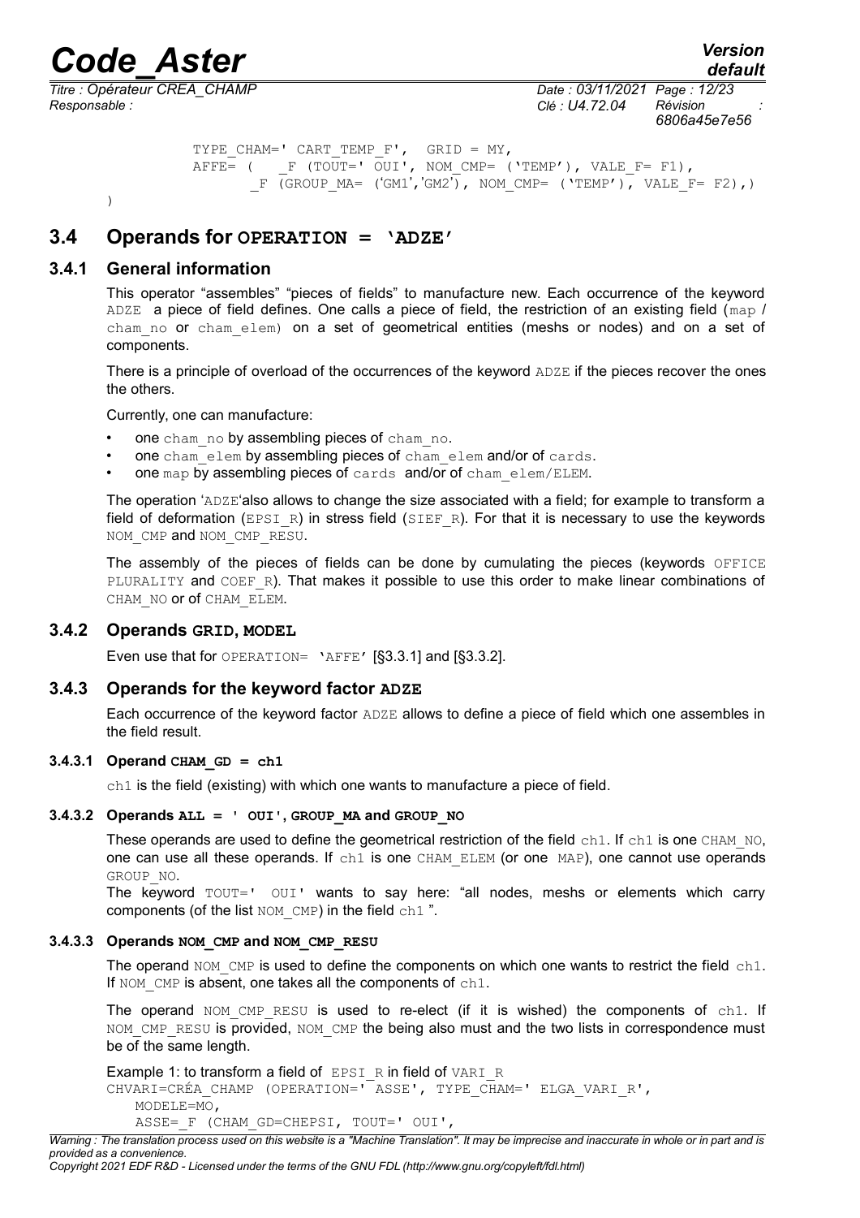```
            TYPE_CHAM=' CART_TEMP_F',  GRID = MY,
            AFFE= (    _F (TOUT=' OUI', NOM_CMP= ('TEMP'), VALE_F= F1),
                  _F (GROUP_MA= ('GM1','GM2'), NOM_CMP= ('TEMP'), VALE_F= F2),)
)
```

## 3.4 Operands for OPERATION = 'ADZE'

### 3.4.1 General information

This operator "assembles" "pieces of fields" to manufacture new. Each occurrence of the keyword ADZE a piece of field defines. One calls a piece of field, the restriction of an existing field (map / cham_no or cham_elem) on a set of geometrical entities (meshs or nodes) and on a set of components.

There is a principle of overload of the occurrences of the keyword ADZE if the pieces recover the ones the others.

Currently, one can manufacture:

- one cham_no by assembling pieces of cham_no.
- one cham_elem by assembling pieces of cham_elem and/or of cards.
- one map by assembling pieces of cards and/or of cham_elem/ELEM.

The operation 'ADZE'also allows to change the size associated with a field; for example to transform a field of deformation (EPSI_R) in stress field (SIEF_R). For that it is necessary to use the keywords NOM_CMP and NOM_CMP_RESU.

The assembly of the pieces of fields can be done by cumulating the pieces (keywords OFFICE PLURALITY and COEF_R). That makes it possible to use this order to make linear combinations of CHAM_NO or of CHAM_ELEM.

### 3.4.2 Operands GRID, MODEL

Even use that for OPERATION= 'AFFE' [§3.3.1] and [§3.3.2].

### 3.4.3 Operands for the keyword factor ADZE

Each occurrence of the keyword factor ADZE allows to define a piece of field which one assembles in the field result.

#### 3.4.3.1 Operand CHAM_GD = ch1

ch1 is the field (existing) with which one wants to manufacture a piece of field.

#### 3.4.3.2 Operands ALL = ' OUI', GROUP_MA and GROUP_NO

These operands are used to define the geometrical restriction of the field ch1. If ch1 is one CHAM_NO, one can use all these operands. If ch1 is one CHAM_ELEM (or one MAP), one cannot use operands GROUP_NO.
The keyword TOUT=' OUI' wants to say here: "all nodes, meshs or elements which carry components (of the list NOM_CMP) in the field ch1 ".

#### 3.4.3.3 Operands NOM_CMP and NOM_CMP_RESU

The operand NOM_CMP is used to define the components on which one wants to restrict the field ch1. If NOM_CMP is absent, one takes all the components of ch1.

The operand NOM_CMP_RESU is used to re-elect (if it is wished) the components of ch1. If NOM_CMP_RESU is provided, NOM_CMP the being also must and the two lists in correspondence must be of the same length.

Example 1: to transform a field of EPSI_R in field of VARI_R

```
CHVARI=CRÉA_CHAMP (OPERATION=' ASSE', TYPE_CHAM=' ELGA_VARI_R',
    MODELE=MO,
    ASSE=_F (CHAM_GD=CHEPSI, TOUT=' OUI',
```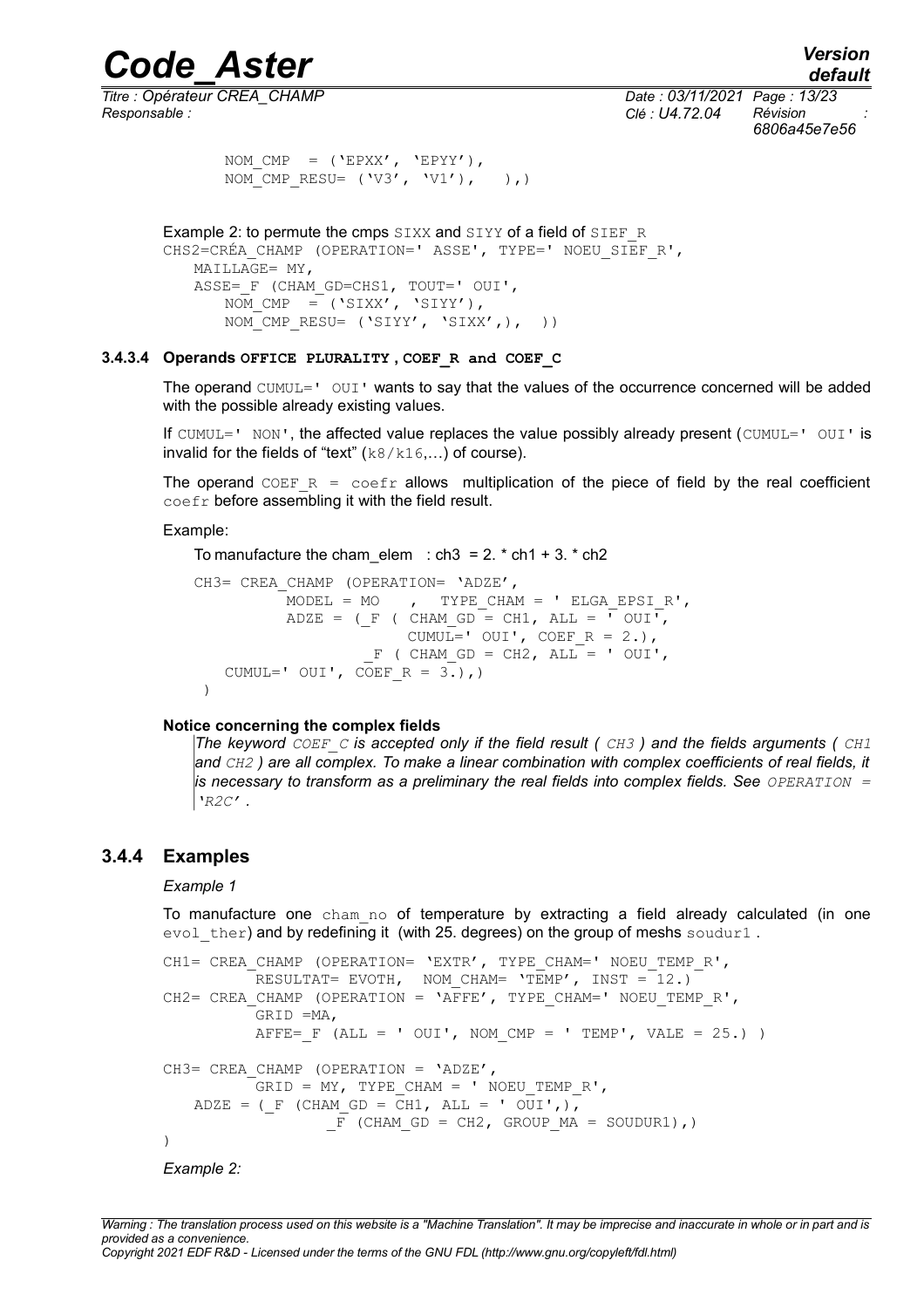```
        NOM_CMP  = ('EPXX', 'EPYY'),
        NOM_CMP_RESU= ('V3', 'V1'),   ),)
```

Example 2: to permute the cmps SIXX and SIYY of a field of SIEF_R

```
CHS2=CRÉA_CHAMP (OPERATION=' ASSE', TYPE=' NOEU_SIEF_R',
   MAILLAGE= MY,
   ASSE=_F (CHAM_GD=CHS1, TOUT=' OUI',
      NOM_CMP  = ('SIXX', 'SIYY'),
      NOM_CMP_RESU= ('SIYY', 'SIXX',),  ))
```

#### 3.4.3.4 Operands OFFICE PLURALITY , COEF_R and COEF_C

The operand CUMUL=' OUI' wants to say that the values of the occurrence concerned will be added with the possible already existing values.

If CUMUL=' NON', the affected value replaces the value possibly already present (CUMUL=' OUI' is invalid for the fields of "text" (k8/k16,...) of course).

The operand COEF_R = coefr allows multiplication of the piece of field by the real coefficient coefr before assembling it with the field result.

Example:

To manufacture the cham_elem : ch3 = 2. * ch1 + 3. * ch2

```
CH3= CREA_CHAMP (OPERATION= 'ADZE',
          MODEL = MO    ,  TYPE_CHAM = ' ELGA_EPSI_R',
          ADZE = (_F ( CHAM_GD = CH1, ALL = ' OUI',
                     CUMUL=' OUI', COEF_R = 2.),
                  _F ( CHAM_GD = CH2, ALL = ' OUI',
    CUMUL=' OUI', COEF_R = 3.),)
 )
```

**Notice concerning the complex fields**

*The keyword COEF_C is accepted only if the field result ( CH3 ) and the fields arguments ( CH1 and CH2 ) are all complex. To make a linear combination with complex coefficients of real fields, it is necessary to transform as a preliminary the real fields into complex fields. See OPERATION = 'R2C' .*

### 3.4.4 Examples

*Example 1*

To manufacture one cham_no of temperature by extracting a field already calculated (in one evol_ther) and by redefining it (with 25. degrees) on the group of meshs soudur1 .

```
CH1= CREA_CHAMP (OPERATION= 'EXTR', TYPE_CHAM=' NOEU_TEMP_R',
         RESULTAT= EVOTH,  NOM_CHAM= 'TEMP', INST = 12.)
CH2= CREA_CHAMP (OPERATION = 'AFFE', TYPE_CHAM=' NOEU_TEMP_R',
         GRID =MA,
         AFFE=_F (ALL = ' OUI', NOM_CMP = ' TEMP', VALE = 25.) )

CH3= CREA_CHAMP (OPERATION = 'ADZE',
         GRID = MY, TYPE_CHAM = ' NOEU_TEMP_R',
   ADZE = (_F (CHAM_GD = CH1, ALL = ' OUI',),
                 _F (CHAM_GD = CH2, GROUP_MA = SOUDUR1),)
)
```

*Example 2:*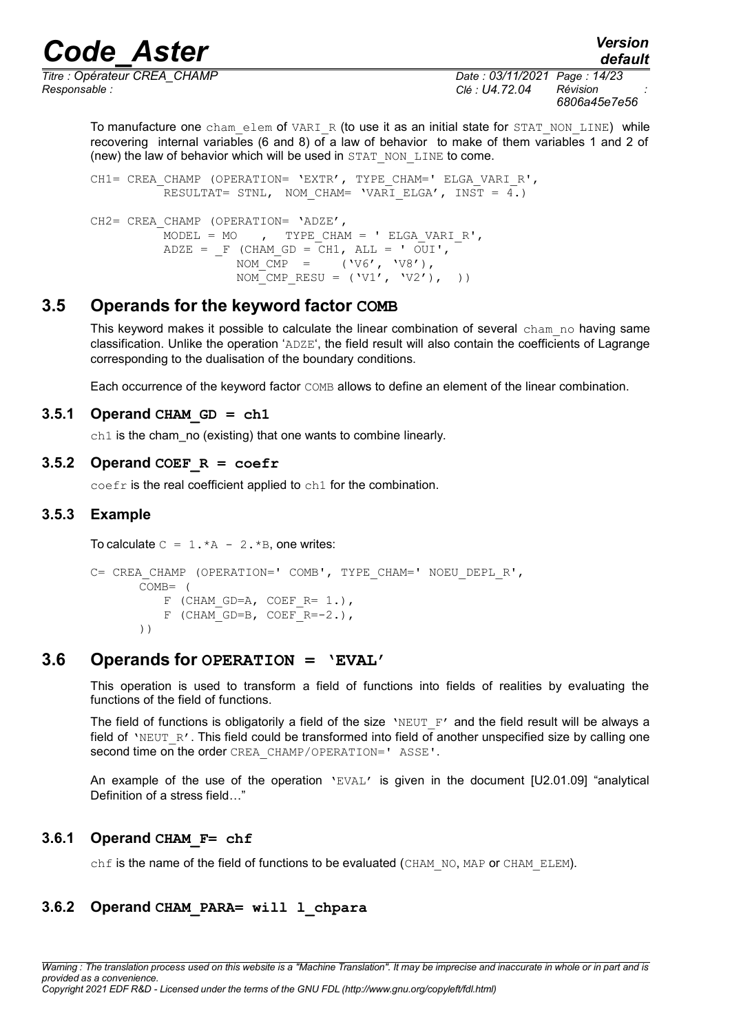To manufacture one cham_elem of VARI_R (to use it as an initial state for STAT_NON_LINE) while recovering internal variables (6 and 8) of a law of behavior to make of them variables 1 and 2 of (new) the law of behavior which will be used in STAT_NON_LINE to come.

```
CH1= CREA_CHAMP (OPERATION= 'EXTR', TYPE_CHAM=' ELGA_VARI_R',
          RESULTAT= STNL, NOM_CHAM= 'VARI_ELGA', INST = 4.)

CH2= CREA_CHAMP (OPERATION= 'ADZE',
          MODEL = MO    ,  TYPE_CHAM = ' ELGA_VARI_R',
          ADZE = _F (CHAM_GD = CH1, ALL = ' OUI',
                   NOM_CMP  =     ('V6', 'V8'),
                   NOM_CMP_RESU = ('V1', 'V2'),  ))
```

## 3.5 Operands for the keyword factor COMB

This keyword makes it possible to calculate the linear combination of several cham_no having same classification. Unlike the operation 'ADZE', the field result will also contain the coefficients of Lagrange corresponding to the dualisation of the boundary conditions.

Each occurrence of the keyword factor COMB allows to define an element of the linear combination.

### 3.5.1 Operand CHAM_GD = ch1

ch1 is the cham_no (existing) that one wants to combine linearly.

### 3.5.2 Operand COEF_R = coefr

coefr is the real coefficient applied to ch1 for the combination.

### 3.5.3 Example

To calculate C = 1.*A - 2.*B, one writes:

```
C= CREA_CHAMP (OPERATION=' COMB', TYPE_CHAM=' NOEU_DEPL_R',
       COMB= (
          F (CHAM_GD=A, COEF_R= 1.),
          F (CHAM_GD=B, COEF_R=-2.),
       ))
```

## 3.6 Operands for OPERATION = 'EVAL'

This operation is used to transform a field of functions into fields of realities by evaluating the functions of the field of functions.

The field of functions is obligatorily a field of the size 'NEUT_F' and the field result will be always a field of 'NEUT_R'. This field could be transformed into field of another unspecified size by calling one second time on the order CREA_CHAMP/OPERATION=' ASSE'.

An example of the use of the operation 'EVAL' is given in the document [U2.01.09] "analytical Definition of a stress field…"

### 3.6.1 Operand CHAM_F= chf

chf is the name of the field of functions to be evaluated (CHAM_NO, MAP or CHAM_ELEM).

### 3.6.2 Operand CHAM_PARA= will l_chpara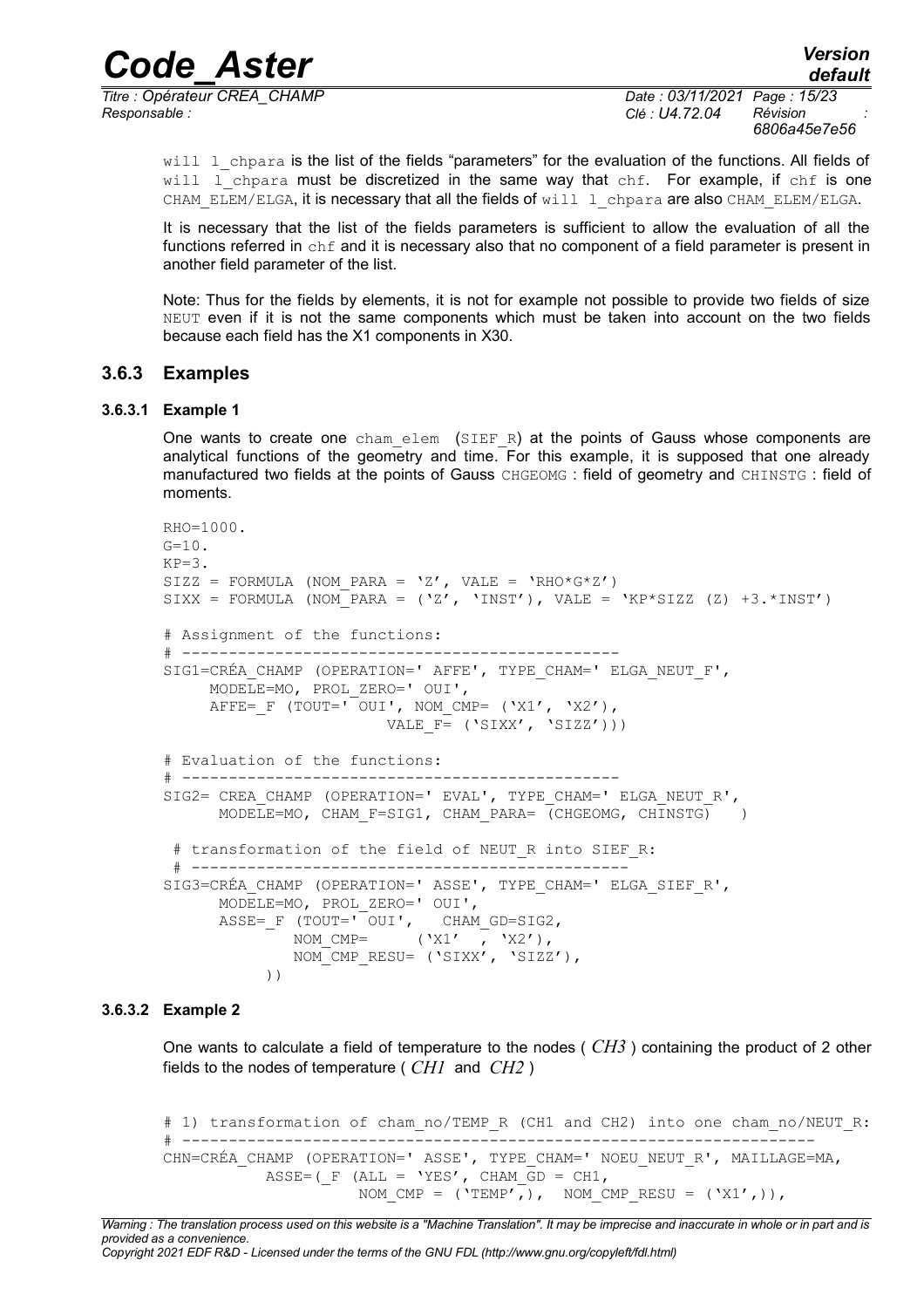will `l_chpara` is the list of the fields "parameters" for the evaluation of the functions. All fields of will `l_chpara` must be discretized in the same way that `chf`. For example, if `chf` is one `CHAM_ELEM/ELGA`, it is necessary that all the fields of will `l_chpara` are also `CHAM_ELEM/ELGA`.

It is necessary that the list of the fields parameters is sufficient to allow the evaluation of all the functions referred in `chf` and it is necessary also that no component of a field parameter is present in another field parameter of the list.

Note: Thus for the fields by elements, it is not for example not possible to provide two fields of size `NEUT` even if it is not the same components which must be taken into account on the two fields because each field has the X1 components in X30.

### 3.6.3 Examples

#### 3.6.3.1 Example 1

One wants to create one `cham_elem` (`SIEF_R`) at the points of Gauss whose components are analytical functions of the geometry and time. For this example, it is supposed that one already manufactured two fields at the points of Gauss `CHGEOMG` : field of geometry and `CHINSTG` : field of moments.

```
RHO=1000.
G=10.
KP=3.
SIZZ = FORMULA (NOM_PARA = 'Z', VALE = 'RHO*G*Z')
SIXX = FORMULA (NOM_PARA = ('Z', 'INST'), VALE = 'KP*SIZZ (Z) +3.*INST')

# Assignment of the functions:
# -----------------------------------------------
SIG1=CRÉA_CHAMP (OPERATION=' AFFE', TYPE_CHAM=' ELGA_NEUT_F',
     MODELE=MO, PROL_ZERO=' OUI',
     AFFE=_F (TOUT=' OUI', NOM_CMP= ('X1', 'X2'),
                         VALE_F= ('SIXX', 'SIZZ')))

# Evaluation of the functions:
# -----------------------------------------------
SIG2= CREA_CHAMP (OPERATION=' EVAL', TYPE_CHAM=' ELGA_NEUT_R',
      MODELE=MO, CHAM_F=SIG1, CHAM_PARA= (CHGEOMG, CHINSTG)   )

 # transformation of the field of NEUT_R into SIEF_R:
 # -----------------------------------------------
SIG3=CRÉA_CHAMP (OPERATION=' ASSE', TYPE_CHAM=' ELGA_SIEF_R',
      MODELE=MO, PROL_ZERO=' OUI',
      ASSE=_F (TOUT=' OUI',   CHAM_GD=SIG2,
              NOM_CMP=     ('X1'  , 'X2'),
              NOM_CMP_RESU= ('SIXX', 'SIZZ'),
           ))
```

#### 3.6.3.2 Example 2

One wants to calculate a field of temperature to the nodes ( $CH3$ ) containing the product of 2 other fields to the nodes of temperature ( $CH1$ and $CH2$ )

```
# 1) transformation of cham_no/TEMP_R (CH1 and CH2) into one cham_no/NEUT_R:
# -------------------------------------------------------------------
CHN=CRÉA_CHAMP (OPERATION=' ASSE', TYPE_CHAM=' NOEU_NEUT_R', MAILLAGE=MA,
          ASSE=(_F (ALL = 'YES', CHAM_GD = CH1,
                    NOM_CMP = ('TEMP',),  NOM_CMP_RESU = ('X1',)),
```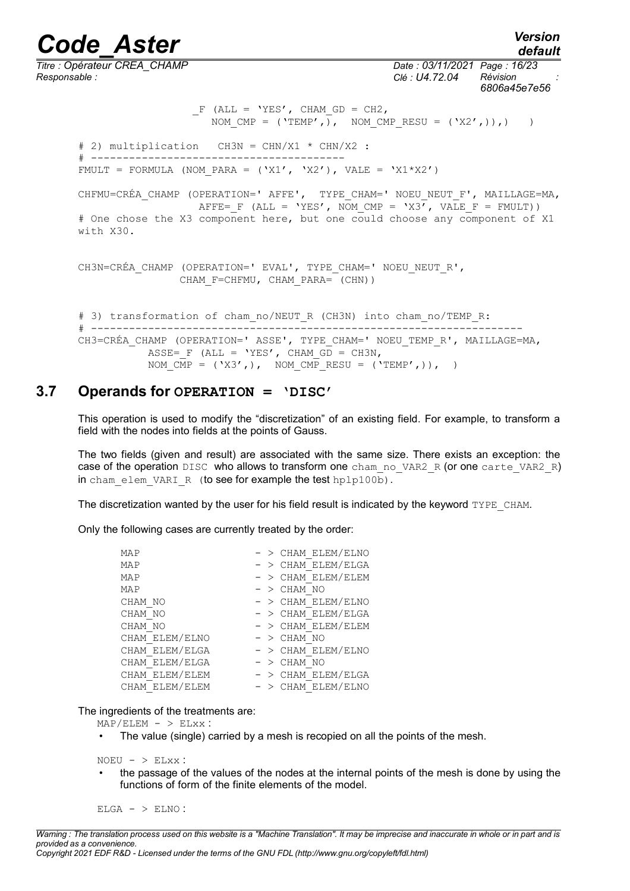```
                  _F (ALL = 'YES', CHAM_GD = CH2,
                     NOM_CMP = ('TEMP',),  NOM_CMP_RESU = ('X2',)),)    )

# 2) multiplication   CH3N = CHN/X1 * CHN/X2 :
# ---------------------------------------
FMULT = FORMULA (NOM_PARA = ('X1', 'X2'), VALE = 'X1*X2')

CHFMU=CRÉA_CHAMP (OPERATION=' AFFE',  TYPE_CHAM=' NOEU_NEUT_F', MAILLAGE=MA,
                  AFFE=_F (ALL = 'YES', NOM_CMP = 'X3', VALE_F = FMULT))
# One chose the X3 component here, but one could choose any component of X1
with X30.

CH3N=CRÉA_CHAMP (OPERATION=' EVAL', TYPE_CHAM=' NOEU_NEUT_R',
                 CHAM_F=CHFMU, CHAM_PARA= (CHN))

# 3) transformation of cham_no/NEUT_R (CH3N) into cham_no/TEMP_R:
# ------------------------------------------------------------------
CH3=CRÉA_CHAMP (OPERATION=' ASSE', TYPE_CHAM=' NOEU_TEMP_R', MAILLAGE=MA,
          ASSE=_F (ALL = 'YES', CHAM_GD = CH3N,
          NOM_CMP = ('X3',),  NOM_CMP_RESU = ('TEMP',)),  )
```

## 3.7 Operands for OPERATION = 'DISC'

This operation is used to modify the "discretization" of an existing field. For example, to transform a field with the nodes into fields at the points of Gauss.

The two fields (given and result) are associated with the same size. There exists an exception: the case of the operation `DISC` who allows to transform one `cham_no_VAR2_R` (or one `carte_VAR2_R`) in `cham_elem_VARI_R` (to see for example the test `hplp100b`).

The discretization wanted by the user for his field result is indicated by the keyword `TYPE_CHAM`.

Only the following cases are currently treated by the order:

```
MAP                  - > CHAM_ELEM/ELNO
MAP                  - > CHAM_ELEM/ELGA
MAP                  - > CHAM_ELEM/ELEM
MAP                  - > CHAM_NO
CHAM_NO              - > CHAM_ELEM/ELNO
CHAM_NO              - > CHAM_ELEM/ELGA
CHAM_NO              - > CHAM_ELEM/ELEM
CHAM_ELEM/ELNO       - > CHAM_NO
CHAM_ELEM/ELGA       - > CHAM_ELEM/ELNO
CHAM_ELEM/ELGA       - > CHAM_NO
CHAM_ELEM/ELEM       - > CHAM_ELEM/ELGA
CHAM_ELEM/ELEM       - > CHAM_ELEM/ELNO
```

The ingredients of the treatments are:

`MAP/ELEM - > ELxx` :

- The value (single) carried by a mesh is recopied on all the points of the mesh.

`NOEU - > ELxx` :

- the passage of the values of the nodes at the internal points of the mesh is done by using the functions of form of the finite elements of the model.

`ELGA - > ELNO` :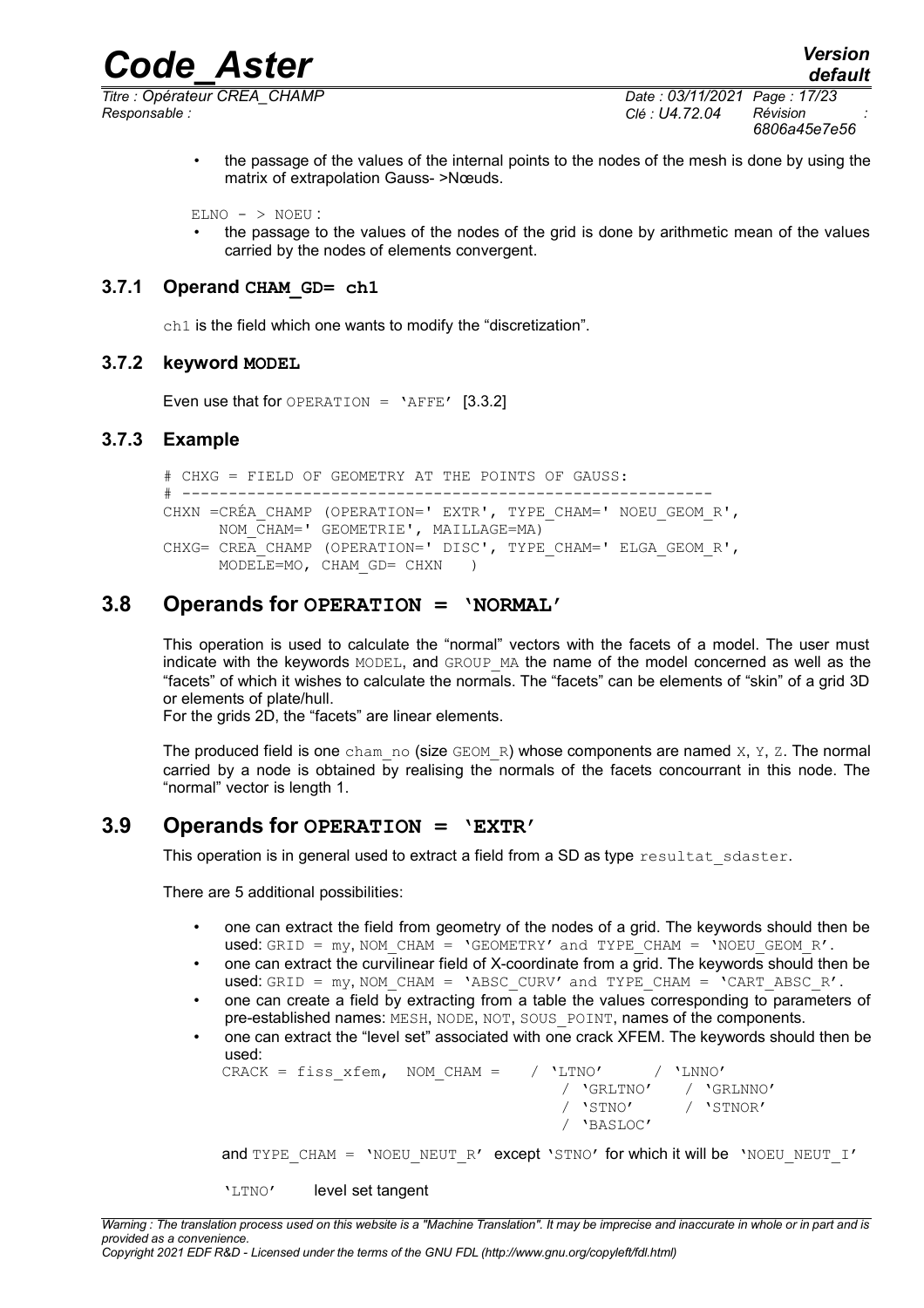- the passage of the values of the internal points to the nodes of the mesh is done by using the matrix of extrapolation Gauss- >Nœuds.

ELNO - > NOEU :

- the passage to the values of the nodes of the grid is done by arithmetic mean of the values carried by the nodes of elements convergent.

### 3.7.1 Operand **CHAM_GD= ch1**

ch1 is the field which one wants to modify the "discretization".

### 3.7.2 keyword **MODEL**

Even use that for OPERATION = 'AFFE' [3.3.2]

### 3.7.3 Example

```
# CHXG = FIELD OF GEOMETRY AT THE POINTS OF GAUSS:
# ---------------------------------------------------------
CHXN =CRÉA_CHAMP (OPERATION=' EXTR', TYPE_CHAM=' NOEU_GEOM_R',
      NOM_CHAM=' GEOMETRIE', MAILLAGE=MA)
CHXG= CREA_CHAMP (OPERATION=' DISC', TYPE_CHAM=' ELGA_GEOM_R',
      MODELE=MO, CHAM_GD= CHXN   )
```

## 3.8 Operands for **OPERATION = 'NORMAL'**

This operation is used to calculate the "normal" vectors with the facets of a model. The user must indicate with the keywords MODEL, and GROUP_MA the name of the model concerned as well as the "facets" of which it wishes to calculate the normals. The "facets" can be elements of "skin" of a grid 3D or elements of plate/hull.
For the grids 2D, the "facets" are linear elements.

The produced field is one cham_no (size GEOM_R) whose components are named X, Y, Z. The normal carried by a node is obtained by realising the normals of the facets concourrant in this node. The "normal" vector is length 1.

## 3.9 Operands for **OPERATION = 'EXTR'**

This operation is in general used to extract a field from a SD as type resultat_sdaster.

There are 5 additional possibilities:

- one can extract the field from geometry of the nodes of a grid. The keywords should then be used: GRID = my, NOM_CHAM = 'GEOMETRY' and TYPE_CHAM = 'NOEU_GEOM_R'.
- one can extract the curvilinear field of X-coordinate from a grid. The keywords should then be used: GRID = my, NOM_CHAM = 'ABSC_CURV' and TYPE_CHAM = 'CART_ABSC_R'.
- one can create a field by extracting from a table the values corresponding to parameters of pre-established names: MESH, NODE, NOT, SOUS_POINT, names of the components.
- one can extract the "level set" associated with one crack XFEM. The keywords should then be used:

```
CRACK = fiss_xfem,  NOM_CHAM =   / 'LTNO'      / 'LNNO'
                                 / 'GRLTNO'    / 'GRLNNO'
                                 / 'STNO'      / 'STNOR'
                                 / 'BASLOC'
```

  and TYPE_CHAM = 'NOEU_NEUT_R' except 'STNO' for which it will be 'NOEU_NEUT_I'

  'LTNO'   level set tangent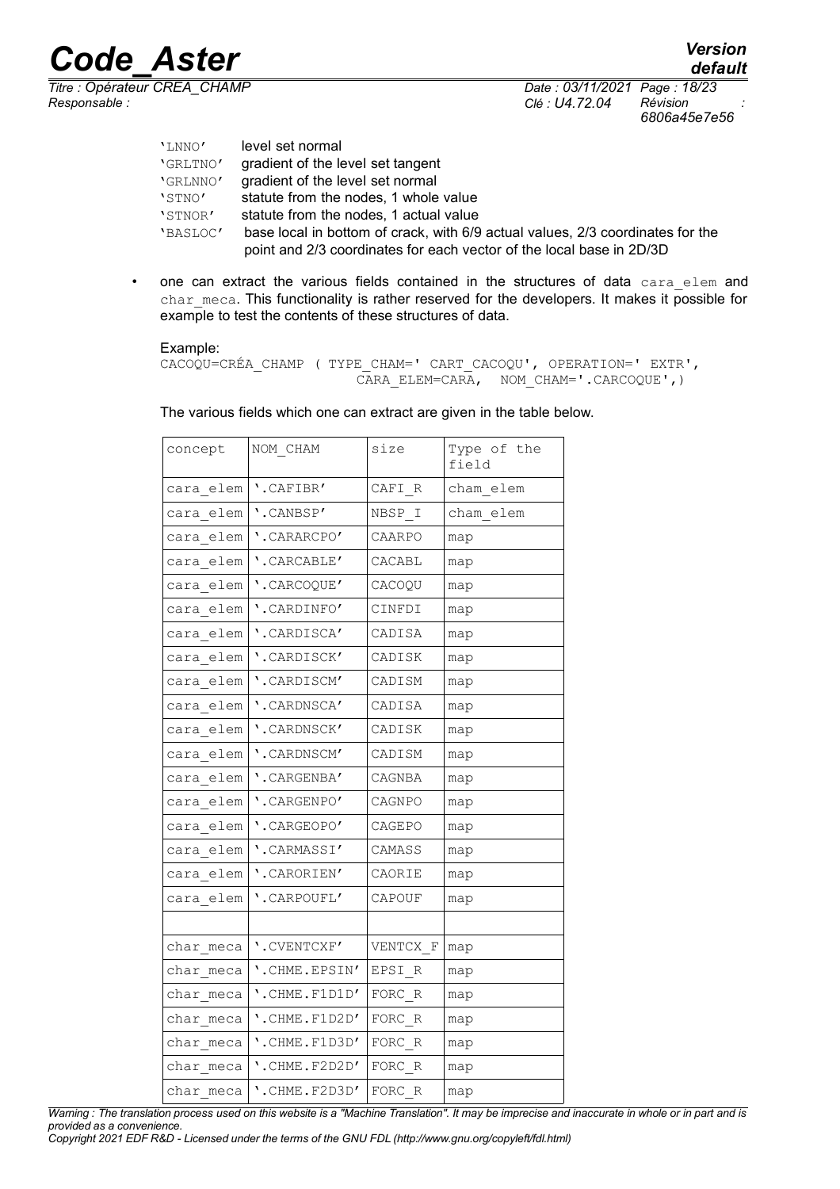| | |
|---|---|
| 'LNNO' | level set normal |
| 'GRLTNO' | gradient of the level set tangent |
| 'GRLNNO' | gradient of the level set normal |
| 'STNO' | statute from the nodes, 1 whole value |
| 'STNOR' | statute from the nodes, 1 actual value |
| 'BASLOC' | base local in bottom of crack, with 6/9 actual values, 2/3 coordinates for the point and 2/3 coordinates for each vector of the local base in 2D/3D |

- one can extract the various fields contained in the structures of data cara_elem and char_meca. This functionality is rather reserved for the developers. It makes it possible for example to test the contents of these structures of data.

Example:

```
CACOQU=CRÉA_CHAMP ( TYPE_CHAM=' CART_CACOQU', OPERATION=' EXTR',
                    CARA_ELEM=CARA,  NOM_CHAM='.CARCOQUE',)
```

The various fields which one can extract are given in the table below.

| concept | NOM_CHAM | size | Type of the field |
|---|---|---|---|
| cara_elem | '.CAFIBR' | CAFI_R | cham_elem |
| cara_elem | '.CANBSP' | NBSP_I | cham_elem |
| cara_elem | '.CARARCPO' | CAARPO | map |
| cara_elem | '.CARCABLE' | CACABL | map |
| cara_elem | '.CARCOQUE' | CACOQU | map |
| cara_elem | '.CARDINFO' | CINFDI | map |
| cara_elem | '.CARDISCA' | CADISA | map |
| cara_elem | '.CARDISCK' | CADISK | map |
| cara_elem | '.CARDISCM' | CADISM | map |
| cara_elem | '.CARDNSCA' | CADISA | map |
| cara_elem | '.CARDNSCK' | CADISK | map |
| cara_elem | '.CARDNSCM' | CADISM | map |
| cara_elem | '.CARGENBA' | CAGNBA | map |
| cara_elem | '.CARGENPO' | CAGNPO | map |
| cara_elem | '.CARGEOPO' | CAGEPO | map |
| cara_elem | '.CARMASSI' | CAMASS | map |
| cara_elem | '.CARORIEN' | CAORIE | map |
| cara_elem | '.CARPOUFL' | CAPOUF | map |
| | | | |
| char_meca | '.CVENTCXF' | VENTCX_F | map |
| char_meca | '.CHME.EPSIN' | EPSI_R | map |
| char_meca | '.CHME.F1D1D' | FORC_R | map |
| char_meca | '.CHME.F1D2D' | FORC_R | map |
| char_meca | '.CHME.F1D3D' | FORC_R | map |
| char_meca | '.CHME.F2D2D' | FORC_R | map |
| char_meca | '.CHME.F2D3D' | FORC_R | map |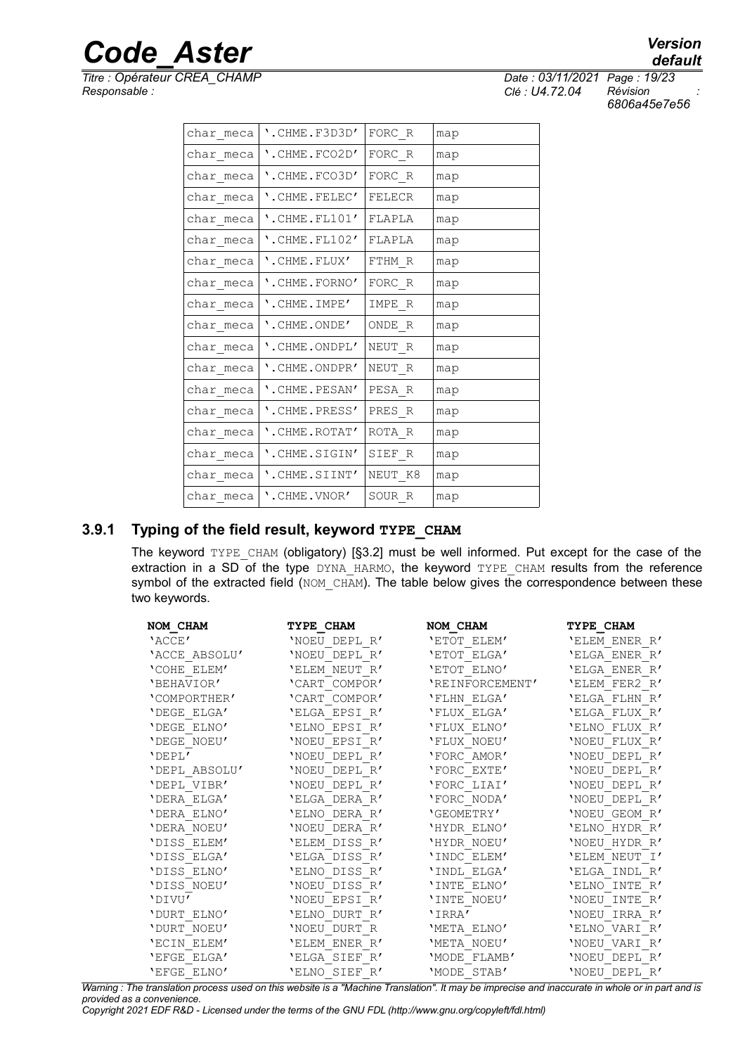| char_meca | '.CHME.F3D3D' | FORC_R | map |
|---|---|---|---|
| char_meca | '.CHME.FCO2D' | FORC_R | map |
| char_meca | '.CHME.FCO3D' | FORC_R | map |
| char_meca | '.CHME.FELEC' | FELECR | map |
| char_meca | '.CHME.FL101' | FLAPLA | map |
| char_meca | '.CHME.FL102' | FLAPLA | map |
| char_meca | '.CHME.FLUX' | FTHM_R | map |
| char_meca | '.CHME.FORNO' | FORC_R | map |
| char_meca | '.CHME.IMPE' | IMPE_R | map |
| char_meca | '.CHME.ONDE' | ONDE_R | map |
| char_meca | '.CHME.ONDPL' | NEUT_R | map |
| char_meca | '.CHME.ONDPR' | NEUT_R | map |
| char_meca | '.CHME.PESAN' | PESA_R | map |
| char_meca | '.CHME.PRESS' | PRES_R | map |
| char_meca | '.CHME.ROTAT' | ROTA_R | map |
| char_meca | '.CHME.SIGIN' | SIEF_R | map |
| char_meca | '.CHME.SIINT' | NEUT_K8 | map |
| char_meca | '.CHME.VNOR' | SOUR_R | map |

### 3.9.1 Typing of the field result, keyword TYPE_CHAM

The keyword TYPE_CHAM (obligatory) [§3.2] must be well informed. Put except for the case of the extraction in a SD of the type DYNA_HARMO, the keyword TYPE_CHAM results from the reference symbol of the extracted field (NOM_CHAM). The table below gives the correspondence between these two keywords.

| NOM_CHAM | TYPE_CHAM | NOM_CHAM | TYPE_CHAM |
|---|---|---|---|
| 'ACCE' | 'NOEU_DEPL_R' | 'ETOT_ELEM' | 'ELEM_ENER_R' |
| 'ACCE_ABSOLU' | 'NOEU_DEPL_R' | 'ETOT_ELGA' | 'ELGA_ENER_R' |
| 'COHE_ELEM' | 'ELEM_NEUT_R' | 'ETOT_ELNO' | 'ELGA_ENER_R' |
| 'BEHAVIOR' | 'CART_COMPOR' | 'REINFORCEMENT' | 'ELEM_FER2_R' |
| 'COMPORTHER' | 'CART_COMPOR' | 'FLHN_ELGA' | 'ELGA_FLHN_R' |
| 'DEGE_ELGA' | 'ELGA_EPSI_R' | 'FLUX_ELGA' | 'ELGA_FLUX_R' |
| 'DEGE_ELNO' | 'ELNO_EPSI_R' | 'FLUX_ELNO' | 'ELNO_FLUX_R' |
| 'DEGE_NOEU' | 'NOEU_EPSI_R' | 'FLUX_NOEU' | 'NOEU_FLUX_R' |
| 'DEPL' | 'NOEU_DEPL_R' | 'FORC_AMOR' | 'NOEU_DEPL_R' |
| 'DEPL_ABSOLU' | 'NOEU_DEPL_R' | 'FORC_EXTE' | 'NOEU_DEPL_R' |
| 'DEPL_VIBR' | 'NOEU_DEPL_R' | 'FORC_LIAI' | 'NOEU_DEPL_R' |
| 'DERA_ELGA' | 'ELGA_DERA_R' | 'FORC_NODA' | 'NOEU_DEPL_R' |
| 'DERA_ELNO' | 'ELNO_DERA_R' | 'GEOMETRY' | 'NOEU_GEOM_R' |
| 'DERA_NOEU' | 'NOEU_DERA_R' | 'HYDR_ELNO' | 'ELNO_HYDR_R' |
| 'DISS_ELEM' | 'ELEM_DISS_R' | 'HYDR_NOEU' | 'NOEU_HYDR_R' |
| 'DISS_ELGA' | 'ELGA_DISS_R' | 'INDC_ELEM' | 'ELEM_NEUT_I' |
| 'DISS_ELNO' | 'ELNO_DISS_R' | 'INDL_ELGA' | 'ELGA_INDL_R' |
| 'DISS_NOEU' | 'NOEU_DISS_R' | 'INTE_ELNO' | 'ELNO_INTE_R' |
| 'DIVU' | 'NOEU_EPSI_R' | 'INTE_NOEU' | 'NOEU_INTE_R' |
| 'DURT_ELNO' | 'ELNO_DURT_R' | 'IRRA' | 'NOEU_IRRA_R' |
| 'DURT_NOEU' | 'NOEU_DURT_R | 'META_ELNO' | 'ELNO_VARI_R' |
| 'ECIN_ELEM' | 'ELEM_ENER_R' | 'META_NOEU' | 'NOEU_VARI_R' |
| 'EFGE_ELGA' | 'ELGA_SIEF_R' | 'MODE_FLAMB' | 'NOEU_DEPL_R' |
| 'EFGE_ELNO' | 'ELNO_SIEF_R' | 'MODE_STAB' | 'NOEU_DEPL_R' |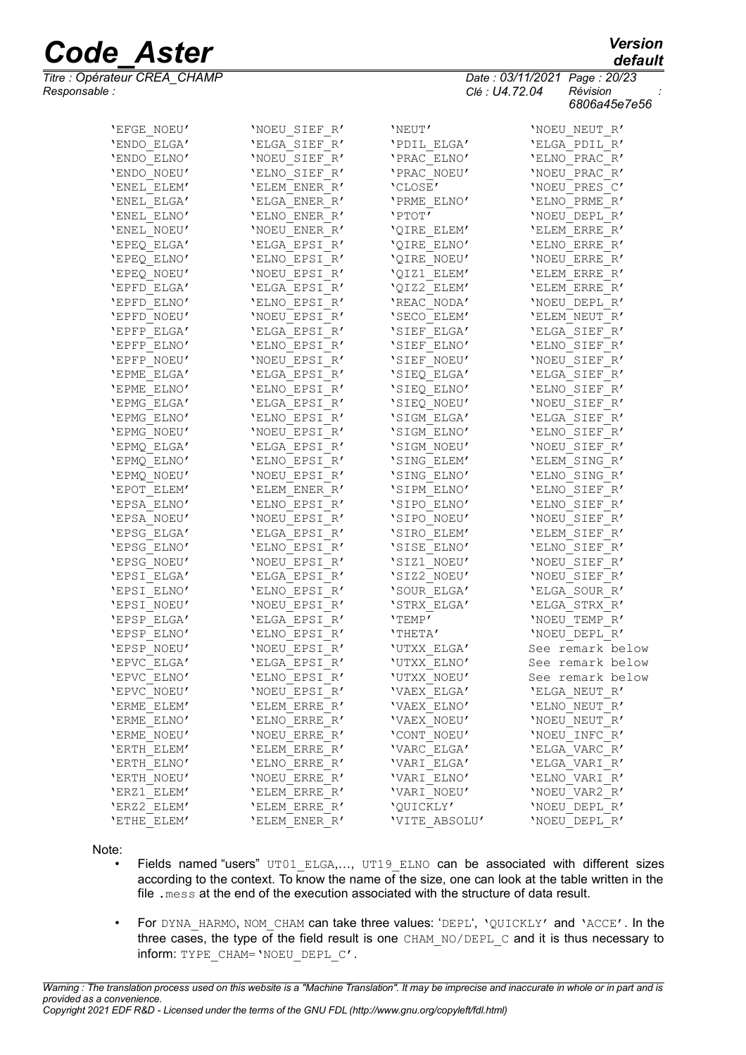| | | | |
|---|---|---|---|
| 'EFGE_NOEU' | 'NOEU_SIEF_R' | 'NEUT' | 'NOEU_NEUT_R' |
| 'ENDO_ELGA' | 'ELGA_SIEF_R' | 'PDIL_ELGA' | 'ELGA_PDIL_R' |
| 'ENDO_ELNO' | 'NOEU_SIEF_R' | 'PRAC_ELNO' | 'ELNO_PRAC_R' |
| 'ENDO_NOEU' | 'ELNO_SIEF_R' | 'PRAC_NOEU' | 'NOEU_PRAC_R' |
| 'ENEL_ELEM' | 'ELEM_ENER_R' | 'CLOSE' | 'NOEU_PRES_C' |
| 'ENEL_ELGA' | 'ELGA_ENER_R' | 'PRME_ELNO' | 'ELNO_PRME_R' |
| 'ENEL_ELNO' | 'ELNO_ENER_R' | 'PTOT' | 'NOEU_DEPL_R' |
| 'ENEL_NOEU' | 'NOEU_ENER_R' | 'QIRE_ELEM' | 'ELEM_ERRE_R' |
| 'EPEQ_ELGA' | 'ELGA_EPSI_R' | 'QIRE_ELNO' | 'ELNO_ERRE_R' |
| 'EPEQ_ELNO' | 'ELNO_EPSI_R' | 'QIRE_NOEU' | 'NOEU_ERRE_R' |
| 'EPEQ_NOEU' | 'NOEU_EPSI_R' | 'QIZ1_ELEM' | 'ELEM_ERRE_R' |
| 'EPFD_ELGA' | 'ELGA_EPSI_R' | 'QIZ2_ELEM' | 'ELEM_ERRE_R' |
| 'EPFD_ELNO' | 'ELNO_EPSI_R' | 'REAC_NODA' | 'NOEU_DEPL_R' |
| 'EPFD_NOEU' | 'NOEU_EPSI_R' | 'SECO_ELEM' | 'ELEM_NEUT_R' |
| 'EPFP_ELGA' | 'ELGA_EPSI_R' | 'SIEF_ELGA' | 'ELGA_SIEF_R' |
| 'EPFP_ELNO' | 'ELNO_EPSI_R' | 'SIEF_ELNO' | 'ELNO_SIEF_R' |
| 'EPFP_NOEU' | 'NOEU_EPSI_R' | 'SIEF_NOEU' | 'NOEU_SIEF_R' |
| 'EPME_ELGA' | 'ELGA_EPSI_R' | 'SIEQ_ELGA' | 'ELGA_SIEF_R' |
| 'EPME_ELNO' | 'ELNO_EPSI_R' | 'SIEQ_ELNO' | 'ELNO_SIEF_R' |
| 'EPMG_ELGA' | 'ELGA_EPSI_R' | 'SIEQ_NOEU' | 'NOEU_SIEF_R' |
| 'EPMG_ELNO' | 'ELNO_EPSI_R' | 'SIGM_ELGA' | 'ELGA_SIEF_R' |
| 'EPMG_NOEU' | 'NOEU_EPSI_R' | 'SIGM_ELNO' | 'ELNO_SIEF_R' |
| 'EPMQ_ELGA' | 'ELGA_EPSI_R' | 'SIGM_NOEU' | 'NOEU_SIEF_R' |
| 'EPMQ_ELNO' | 'ELNO_EPSI_R' | 'SING_ELEM' | 'ELEM_SING_R' |
| 'EPMQ_NOEU' | 'NOEU_EPSI_R' | 'SING_ELNO' | 'ELNO_SING_R' |
| 'EPOT_ELEM' | 'ELEM_ENER_R' | 'SIPM_ELNO' | 'ELNO_SIEF_R' |
| 'EPSA_ELNO' | 'ELNO_EPSI_R' | 'SIPO_ELNO' | 'ELNO_SIEF_R' |
| 'EPSA_NOEU' | 'NOEU_EPSI_R' | 'SIPO_NOEU' | 'NOEU_SIEF_R' |
| 'EPSG_ELGA' | 'ELGA_EPSI_R' | 'SIRO_ELEM' | 'ELEM_SIEF_R' |
| 'EPSG_ELNO' | 'ELNO_EPSI_R' | 'SISE_ELNO' | 'ELNO_SIEF_R' |
| 'EPSG_NOEU' | 'NOEU_EPSI_R' | 'SIZ1_NOEU' | 'NOEU_SIEF_R' |
| 'EPSI_ELGA' | 'ELGA_EPSI_R' | 'SIZ2_NOEU' | 'NOEU_SIEF_R' |
| 'EPSI_ELNO' | 'ELNO_EPSI_R' | 'SOUR_ELGA' | 'ELGA_SOUR_R' |
| 'EPSI_NOEU' | 'NOEU_EPSI_R' | 'STRX_ELGA' | 'ELGA_STRX_R' |
| 'EPSP_ELGA' | 'ELGA_EPSI_R' | 'TEMP' | 'NOEU_TEMP_R' |
| 'EPSP_ELNO' | 'ELNO_EPSI_R' | 'THETA' | 'NOEU_DEPL_R' |
| 'EPSP_NOEU' | 'NOEU_EPSI_R' | 'UTXX_ELGA' | See remark below |
| 'EPVC_ELGA' | 'ELGA_EPSI_R' | 'UTXX_ELNO' | See remark below |
| 'EPVC_ELNO' | 'ELNO_EPSI_R' | 'UTXX_NOEU' | See remark below |
| 'EPVC_NOEU' | 'NOEU_EPSI_R' | 'VAEX_ELGA' | 'ELGA_NEUT_R' |
| 'ERME_ELEM' | 'ELEM_ERRE_R' | 'VAEX_ELNO' | 'ELNO_NEUT_R' |
| 'ERME_ELNO' | 'ELNO_ERRE_R' | 'VAEX_NOEU' | 'NOEU_NEUT_R' |
| 'ERME_NOEU' | 'NOEU_ERRE_R' | 'CONT_NOEU' | 'NOEU_INFC_R' |
| 'ERTH_ELEM' | 'ELEM_ERRE_R' | 'VARC_ELGA' | 'ELGA_VARC_R' |
| 'ERTH_ELNO' | 'ELNO_ERRE_R' | 'VARI_ELGA' | 'ELGA_VARI_R' |
| 'ERTH_NOEU' | 'NOEU_ERRE_R' | 'VARI_ELNO' | 'ELNO_VARI_R' |
| 'ERZ1_ELEM' | 'ELEM_ERRE_R' | 'VARI_NOEU' | 'NOEU_VAR2_R' |
| 'ERZ2_ELEM' | 'ELEM_ERRE_R' | 'QUICKLY' | 'NOEU_DEPL_R' |
| 'ETHE_ELEM' | 'ELEM_ENER_R' | 'VITE_ABSOLU' | 'NOEU_DEPL_R' |

Note:

- Fields named "users" UT01_ELGA,..., UT19_ELNO can be associated with different sizes according to the context. To know the name of the size, one can look at the table written in the file .mess at the end of the execution associated with the structure of data result.
- For DYNA_HARMO, NOM_CHAM can take three values: 'DEPL', 'QUICKLY' and 'ACCE'. In the three cases, the type of the field result is one CHAM_NO/DEPL_C and it is thus necessary to inform: TYPE_CHAM='NOEU_DEPL_C'.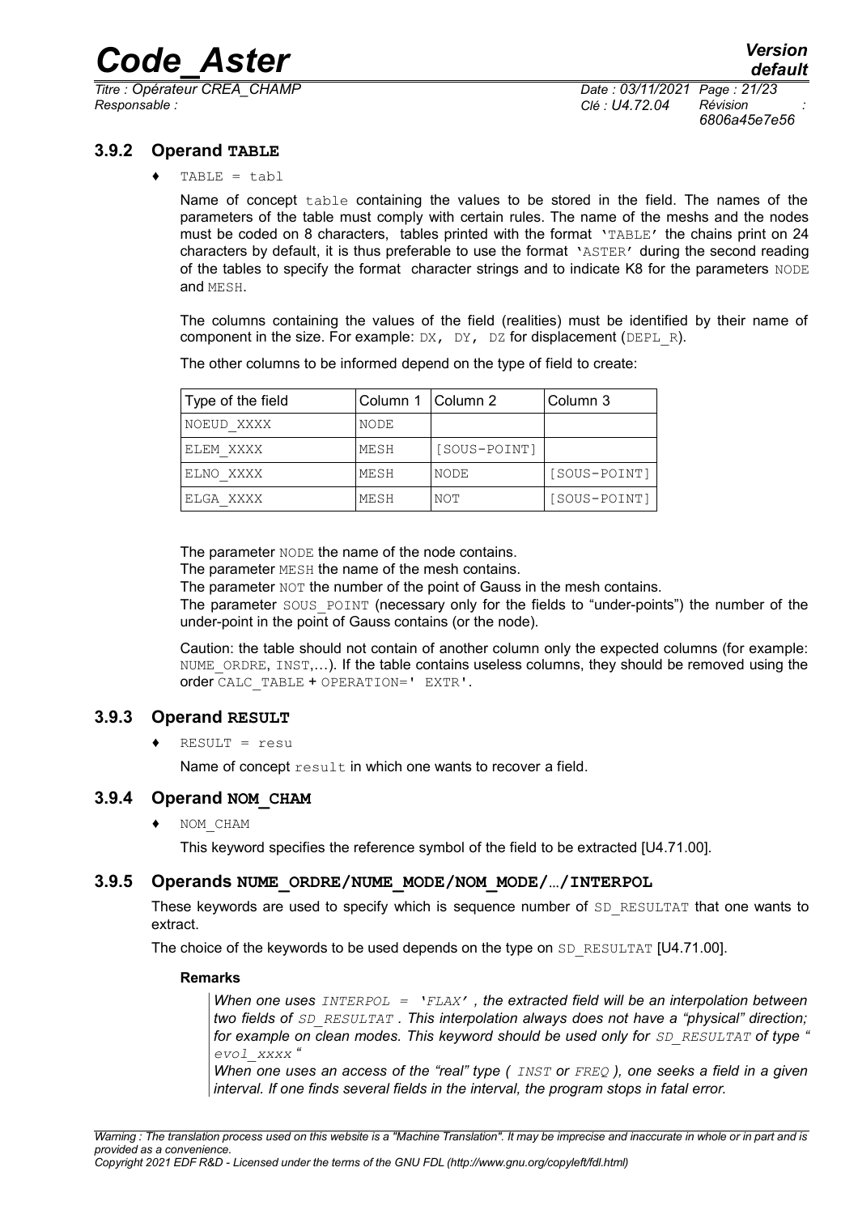### 3.9.2 Operand TABLE

♦ `TABLE = tabl`

Name of concept `table` containing the values to be stored in the field. The names of the parameters of the table must comply with certain rules. The name of the meshs and the nodes must be coded on 8 characters, tables printed with the format `'TABLE'` the chains print on 24 characters by default, it is thus preferable to use the format `'ASTER'` during the second reading of the tables to specify the format character strings and to indicate K8 for the parameters `NODE` and `MESH`.

The columns containing the values of the field (realities) must be identified by their name of component in the size. For example: `DX, DY, DZ` for displacement (`DEPL_R`).

The other columns to be informed depend on the type of field to create:

| Type of the field | Column 1 | Column 2 | Column 3 |
|---|---|---|---|
| NOEUD_XXXX | NODE | | |
| ELEM_XXXX | MESH | [SOUS-POINT] | |
| ELNO_XXXX | MESH | NODE | [SOUS-POINT] |
| ELGA_XXXX | MESH | NOT | [SOUS-POINT] |

The parameter `NODE` the name of the node contains.
The parameter `MESH` the name of the mesh contains.
The parameter `NOT` the number of the point of Gauss in the mesh contains.
The parameter `SOUS_POINT` (necessary only for the fields to "under-points") the number of the under-point in the point of Gauss contains (or the node).

Caution: the table should not contain of another column only the expected columns (for example: `NUME_ORDRE`, `INST`,…). If the table contains useless columns, they should be removed using the order `CALC_TABLE` + `OPERATION=' EXTR'`.

### 3.9.3 Operand RESULT

♦ `RESULT = resu`

Name of concept `result` in which one wants to recover a field.

### 3.9.4 Operand NOM_CHAM

♦ `NOM_CHAM`

This keyword specifies the reference symbol of the field to be extracted [U4.71.00].

### 3.9.5 Operands NUME_ORDRE/NUME_MODE/NOM_MODE/…/INTERPOL

These keywords are used to specify which is sequence number of `SD_RESULTAT` that one wants to extract.

The choice of the keywords to be used depends on the type on `SD_RESULTAT` [U4.71.00].

**Remarks**

*When one uses `INTERPOL = 'FLAX'` , the extracted field will be an interpolation between two fields of `SD_RESULTAT` . This interpolation always does not have a "physical" direction; for example on clean modes. This keyword should be used only for `SD_RESULTAT` of type " `evol_xxxx` "*

*When one uses an access of the "real" type ( `INST` or `FREQ` ), one seeks a field in a given interval. If one finds several fields in the interval, the program stops in fatal error.*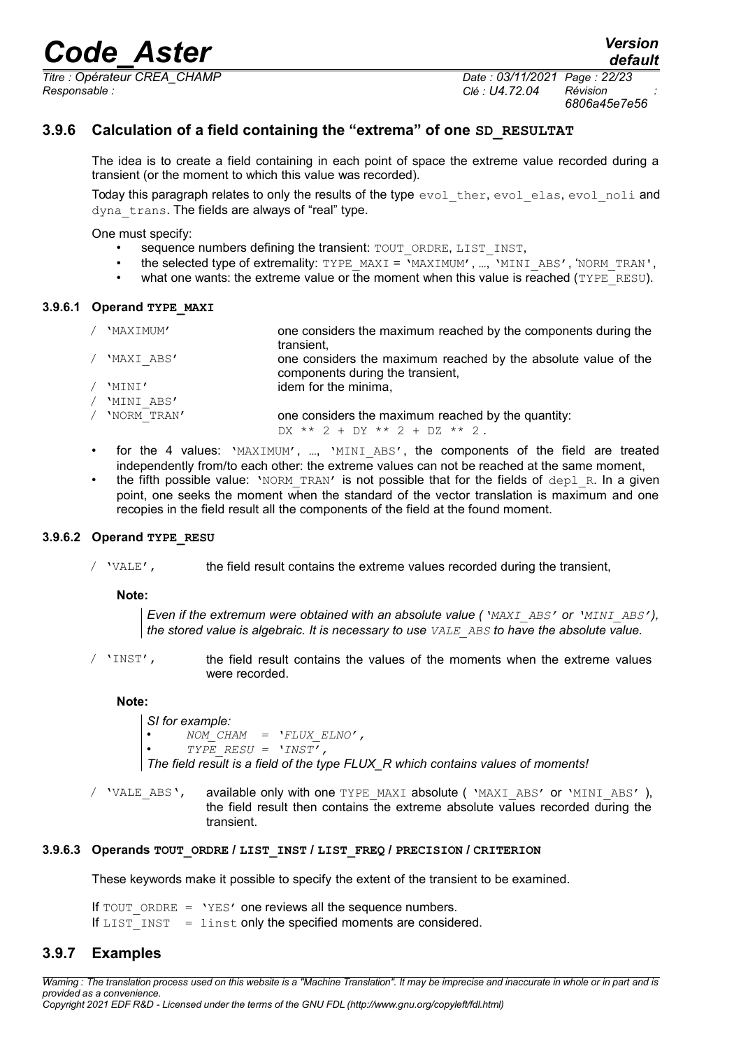### 3.9.6 Calculation of a field containing the "extrema" of one SD_RESULTAT

The idea is to create a field containing in each point of space the extreme value recorded during a transient (or the moment to which this value was recorded).

Today this paragraph relates to only the results of the type `evol_ther`, `evol_elas`, `evol_noli` and `dyna_trans`. The fields are always of "real" type.

One must specify:

- sequence numbers defining the transient: `TOUT_ORDRE`, `LIST_INST`,
- the selected type of extremality: `TYPE_MAXI` = `'MAXIMUM'`, ..., `'MINI_ABS'`, `'NORM_TRAN'`,
- what one wants: the extreme value or the moment when this value is reached (`TYPE_RESU`).

#### 3.9.6.1 Operand TYPE_MAXI

| | |
|---|---|
| / `'MAXIMUM'` | one considers the maximum reached by the components during the transient, |
| / `'MAXI_ABS'` | one considers the maximum reached by the absolute value of the components during the transient, |
| / `'MINI'` | idem for the minima, |
| / `'MINI_ABS'` | |
| / `'NORM_TRAN'` | one considers the maximum reached by the quantity: `DX ** 2 + DY ** 2 + DZ ** 2`. |

- for the 4 values: `'MAXIMUM'`, ..., `'MINI_ABS'`, the components of the field are treated independently from/to each other: the extreme values can not be reached at the same moment,
- the fifth possible value: `'NORM_TRAN'` is not possible that for the fields of `depl_R`. In a given point, one seeks the moment when the standard of the vector translation is maximum and one recopies in the field result all the components of the field at the found moment.

#### 3.9.6.2 Operand TYPE_RESU

/ `'VALE'`, the field result contains the extreme values recorded during the transient,

**Note:**

> *Even if the extremum were obtained with an absolute value (`'MAXI_ABS'` or `'MINI_ABS'`), the stored value is algebraic. It is necessary to use `VALE_ABS` to have the absolute value.*

/ `'INST'`, the field result contains the values of the moments when the extreme values were recorded.

**Note:**

> *SI for example:*
> - *`NOM_CHAM = 'FLUX_ELNO',`*
> - *`TYPE_RESU = 'INST',`*
>
> *The field result is a field of the type FLUX_R which contains values of moments!*

/ `'VALE_ABS'`, available only with one `TYPE_MAXI` absolute ( `'MAXI_ABS'` or `'MINI_ABS'` ), the field result then contains the extreme absolute values recorded during the transient.

#### 3.9.6.3 Operands TOUT_ORDRE / LIST_INST / LIST_FREQ / PRECISION / CRITERION

These keywords make it possible to specify the extent of the transient to be examined.

If `TOUT_ORDRE = 'YES'` one reviews all the sequence numbers.
If `LIST_INST = linst` only the specified moments are considered.

### 3.9.7 Examples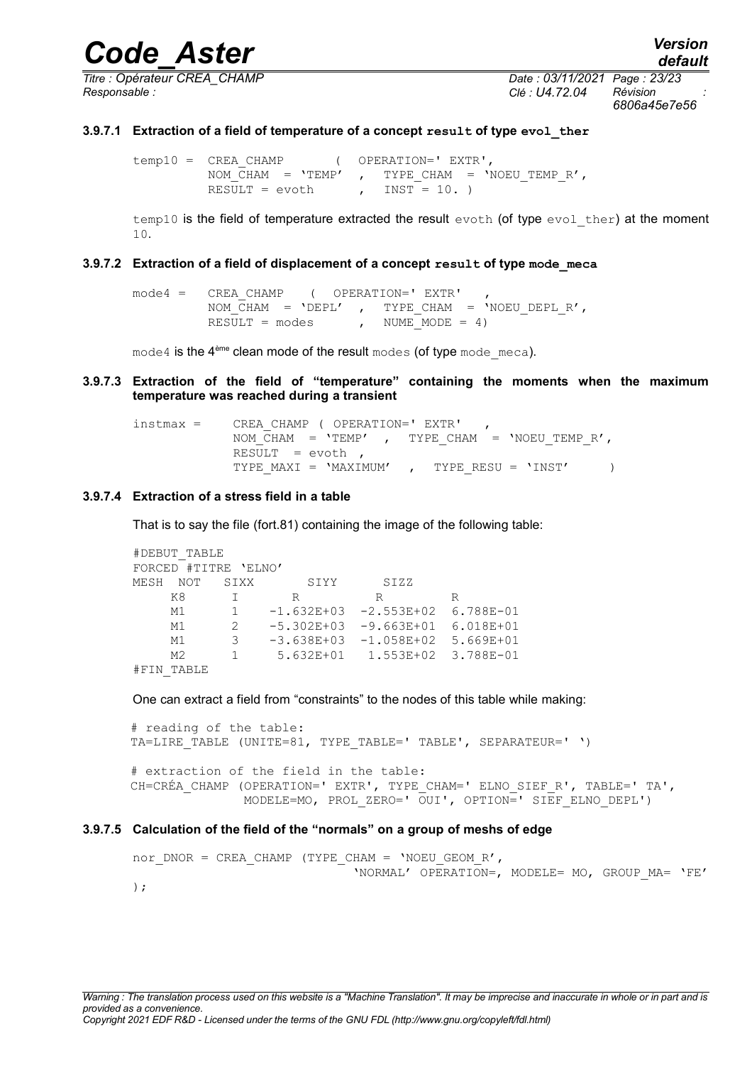#### 3.9.7.1 Extraction of a field of temperature of a concept **result** of type **evol_ther**

```
temp10 =  CREA_CHAMP       (  OPERATION=' EXTR',
          NOM_CHAM  = 'TEMP'  ,  TYPE_CHAM  = 'NOEU_TEMP_R',
          RESULT = evoth      ,  INST = 10. )
```

temp10 is the field of temperature extracted the result evoth (of type evol_ther) at the moment 10.

#### 3.9.7.2 Extraction of a field of displacement of a concept **result** of type **mode_meca**

```
mode4 =   CREA_CHAMP    (  OPERATION=' EXTR'   ,
          NOM_CHAM  = 'DEPL'  ,  TYPE_CHAM  = 'NOEU_DEPL_R',
          RESULT = modes      ,  NUME_MODE = 4)
```

mode4 is the 4ème clean mode of the result modes (of type mode_meca).

#### 3.9.7.3 Extraction of the field of "temperature" containing the moments when the maximum temperature was reached during a transient

```
instmax =     CREA_CHAMP ( OPERATION=' EXTR'   ,
              NOM_CHAM  = 'TEMP'  ,  TYPE_CHAM  = 'NOEU_TEMP_R',
              RESULT  = evoth ,
              TYPE_MAXI = 'MAXIMUM'  ,  TYPE_RESU = 'INST'     )
```

#### 3.9.7.4 Extraction of a stress field in a table

That is to say the file (fort.81) containing the image of the following table:

```
#DEBUT_TABLE
FORCED #TITRE 'ELNO'
MESH  NOT   SIXX       SIYY       SIZZ
    K8      I       R          R          R
    M1      1    -1.632E+03  -2.553E+02  6.788E-01
    M1      2    -5.302E+03  -9.663E+01  6.018E+01
    M1      3    -3.638E+03  -1.058E+02  5.669E+01
    M2      1     5.632E+01   1.553E+02  3.788E-01
#FIN_TABLE
```

One can extract a field from "constraints" to the nodes of this table while making:

```
# reading of the table:
TA=LIRE_TABLE (UNITE=81, TYPE_TABLE=' TABLE', SEPARATEUR=' ')

# extraction of the field in the table:
CH=CRÉA_CHAMP (OPERATION=' EXTR', TYPE_CHAM=' ELNO_SIEF_R', TABLE=' TA',
              MODELE=MO, PROL_ZERO=' OUI', OPTION=' SIEF_ELNO_DEPL')
```

#### 3.9.7.5 Calculation of the field of the "normals" on a group of meshs of edge

```
nor_DNOR = CREA_CHAMP (TYPE_CHAM = 'NOEU_GEOM_R',
                              'NORMAL' OPERATION=, MODELE= MO, GROUP_MA= 'FE'
);
```